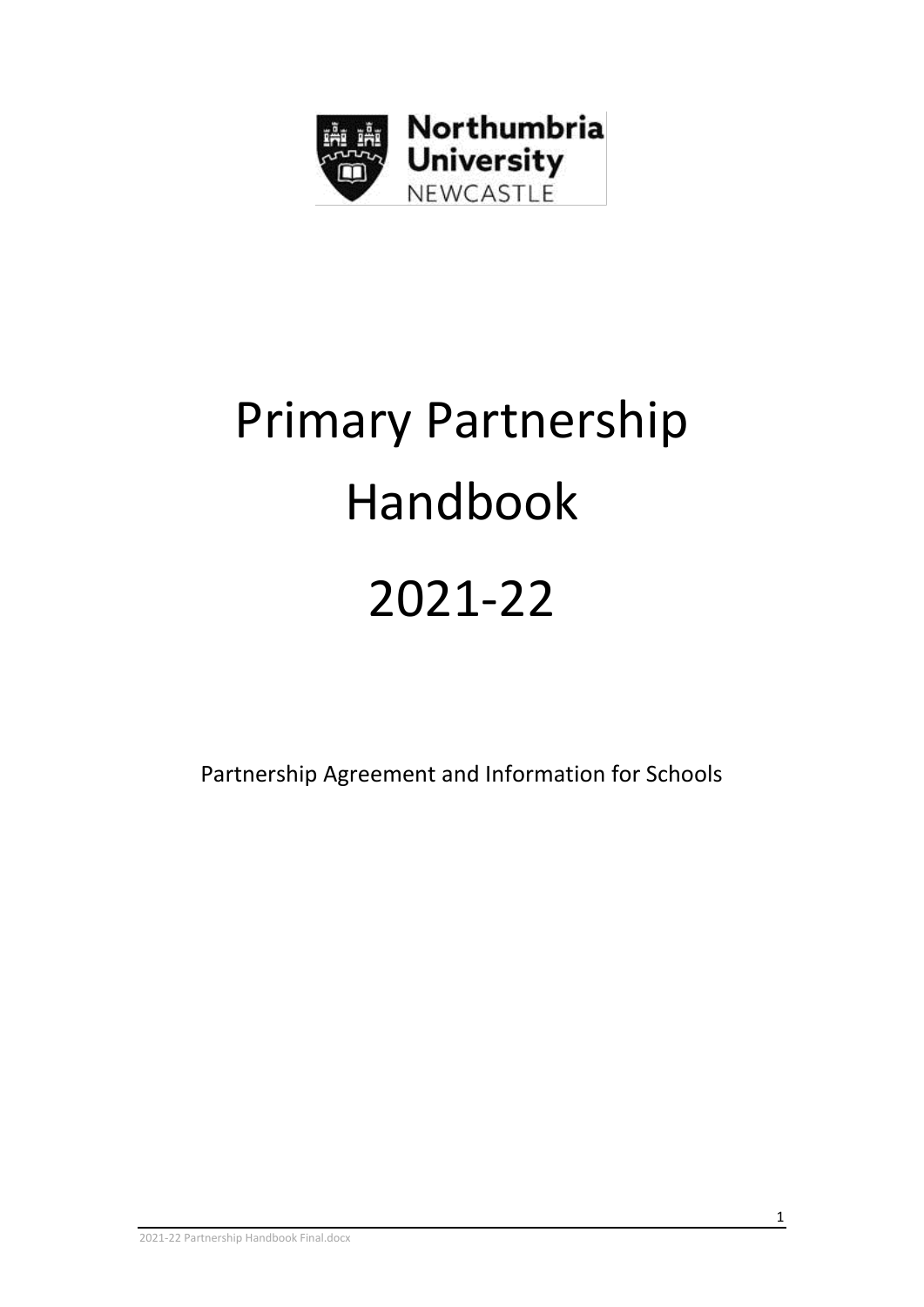Northumbria University NEWCASTLE

# Primary Partnership Handbook 2021-22

Partnership Agreement and Information for Schools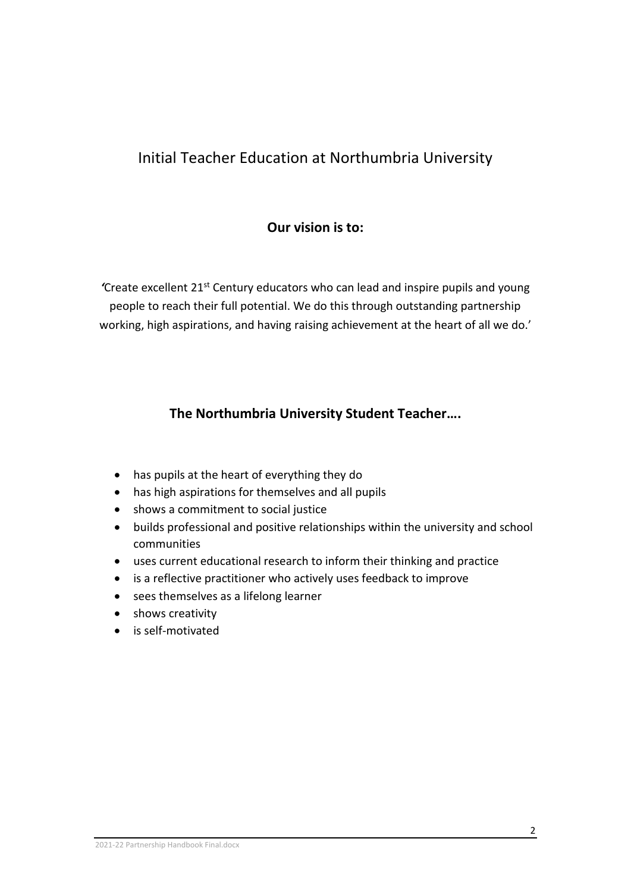# Initial Teacher Education at Northumbria University

## Our vision is to:

'Create excellent 21st Century educators who can lead and inspire pupils and young people to reach their full potential. We do this through outstanding partnership working, high aspirations, and having raising achievement at the heart of all we do.'

## The Northumbria University Student Teacher….

- has pupils at the heart of everything they do
- has high aspirations for themselves and all pupils
- shows a commitment to social justice
- builds professional and positive relationships within the university and school communities
- uses current educational research to inform their thinking and practice
- is a reflective practitioner who actively uses feedback to improve
- sees themselves as a lifelong learner
- shows creativity
- is self-motivated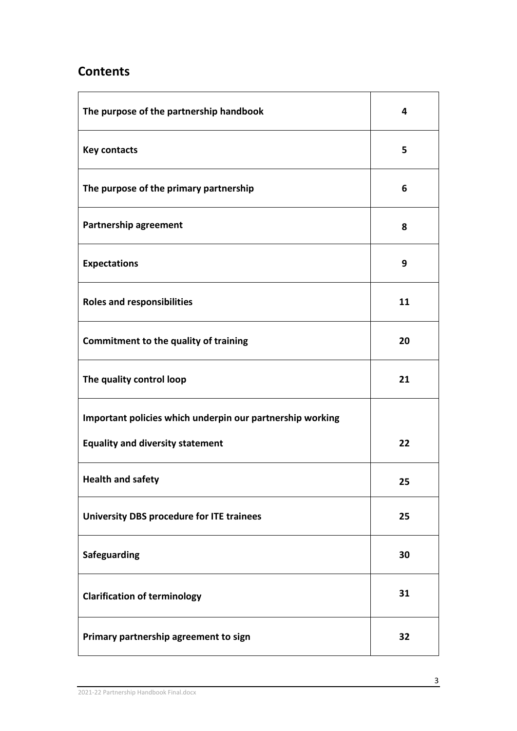## Contents

| | |
|---|---|
| **The purpose of the partnership handbook** | **4** |
| **Key contacts** | **5** |
| **The purpose of the primary partnership** | **6** |
| **Partnership agreement** | **8** |
| **Expectations** | **9** |
| **Roles and responsibilities** | **11** |
| **Commitment to the quality of training** | **20** |
| **The quality control loop** | **21** |
| **Important policies which underpin our partnership working**<br>**Equality and diversity statement** | **22** |
| **Health and safety** | **25** |
| **University DBS procedure for ITE trainees** | **25** |
| **Safeguarding** | **30** |
| **Clarification of terminology** | **31** |
| **Primary partnership agreement to sign** | **32** |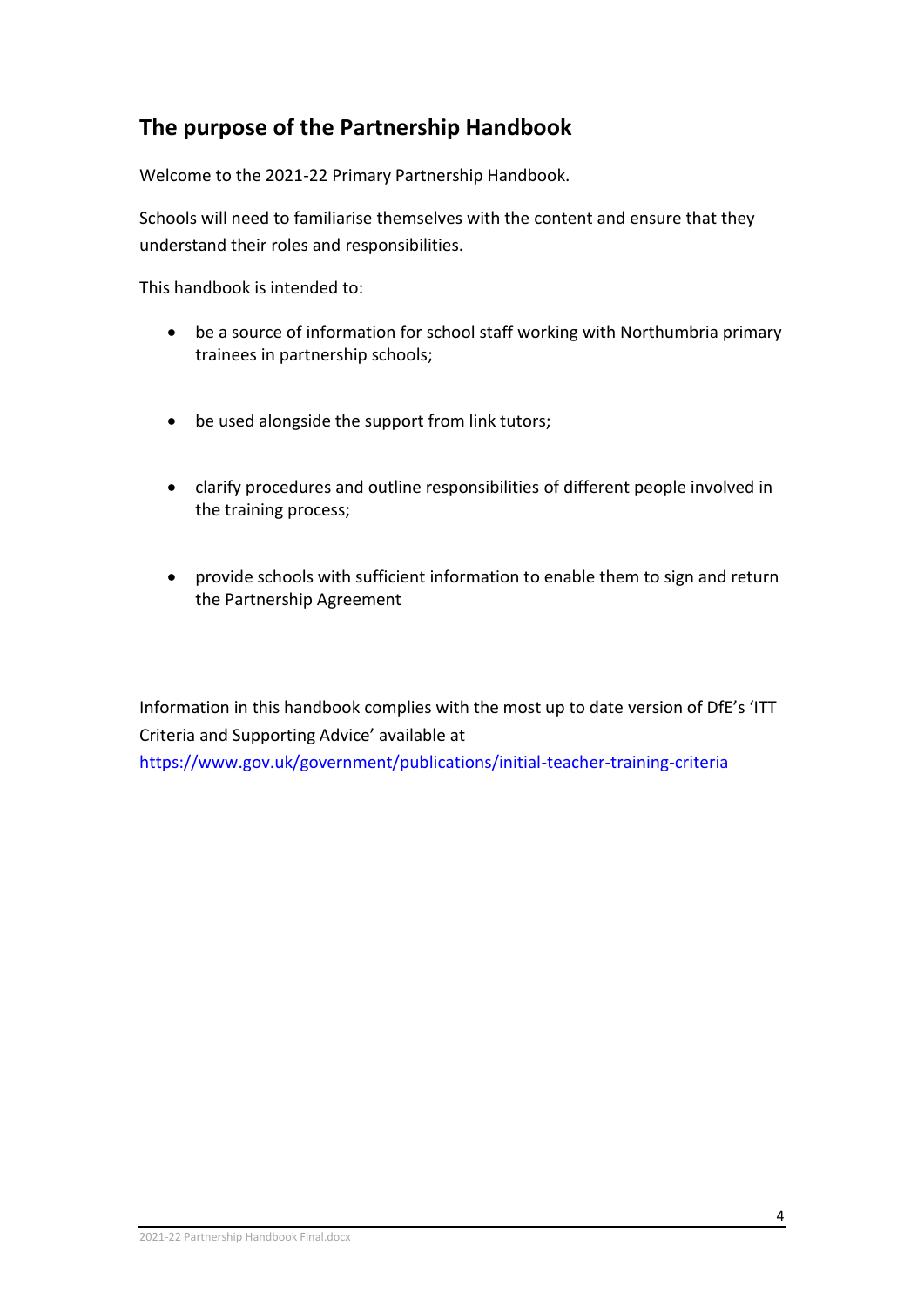## The purpose of the Partnership Handbook

Welcome to the 2021-22 Primary Partnership Handbook.

Schools will need to familiarise themselves with the content and ensure that they understand their roles and responsibilities.

This handbook is intended to:

- be a source of information for school staff working with Northumbria primary trainees in partnership schools;
- be used alongside the support from link tutors;
- clarify procedures and outline responsibilities of different people involved in the training process;
- provide schools with sufficient information to enable them to sign and return the Partnership Agreement

Information in this handbook complies with the most up to date version of DfE's 'ITT Criteria and Supporting Advice' available at https://www.gov.uk/government/publications/initial-teacher-training-criteria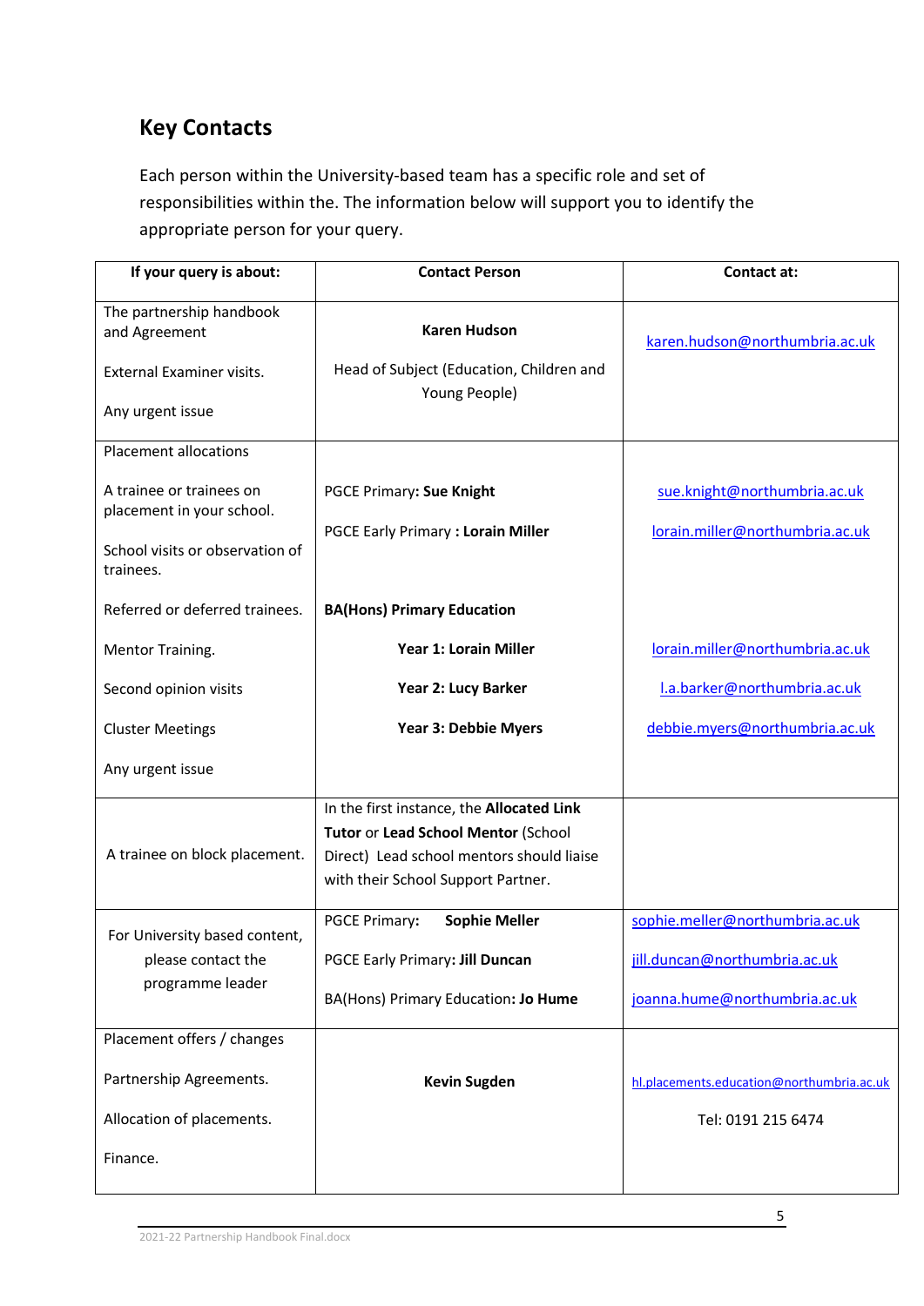## Key Contacts

Each person within the University-based team has a specific role and set of responsibilities within the. The information below will support you to identify the appropriate person for your query.

| If your query is about: | Contact Person | Contact at: |
|---|---|---|
| The partnership handbook and Agreement<br><br>External Examiner visits.<br><br>Any urgent issue | **Karen Hudson**<br><br>Head of Subject (Education, Children and Young People) | karen.hudson@northumbria.ac.uk |
| Placement allocations<br><br>A trainee or trainees on placement in your school.<br><br>School visits or observation of trainees.<br><br>Referred or deferred trainees.<br><br>Mentor Training.<br><br>Second opinion visits<br><br>Cluster Meetings<br><br>Any urgent issue | PGCE Primary**: Sue Knight**<br><br>PGCE Early Primary **: Lorain Miller**<br><br>**BA(Hons) Primary Education**<br><br>**Year 1: Lorain Miller**<br><br>**Year 2: Lucy Barker**<br><br>**Year 3: Debbie Myers** | sue.knight@northumbria.ac.uk<br><br>lorain.miller@northumbria.ac.uk<br><br><br><br>lorain.miller@northumbria.ac.uk<br><br>l.a.barker@northumbria.ac.uk<br><br>debbie.myers@northumbria.ac.uk |
| A trainee on block placement. | In the first instance, the **Allocated Link Tutor** or **Lead School Mentor** (School Direct) Lead school mentors should liaise with their School Support Partner. | |
| For University based content, please contact the programme leader | PGCE Primary**: Sophie Meller**<br><br>PGCE Early Primary**: Jill Duncan**<br><br>BA(Hons) Primary Education**: Jo Hume** | sophie.meller@northumbria.ac.uk<br><br>jill.duncan@northumbria.ac.uk<br><br>joanna.hume@northumbria.ac.uk |
| Placement offers / changes<br><br>Partnership Agreements.<br><br>Allocation of placements.<br><br>Finance. | **Kevin Sugden** | hl.placements.education@northumbria.ac.uk<br><br>Tel: 0191 215 6474 |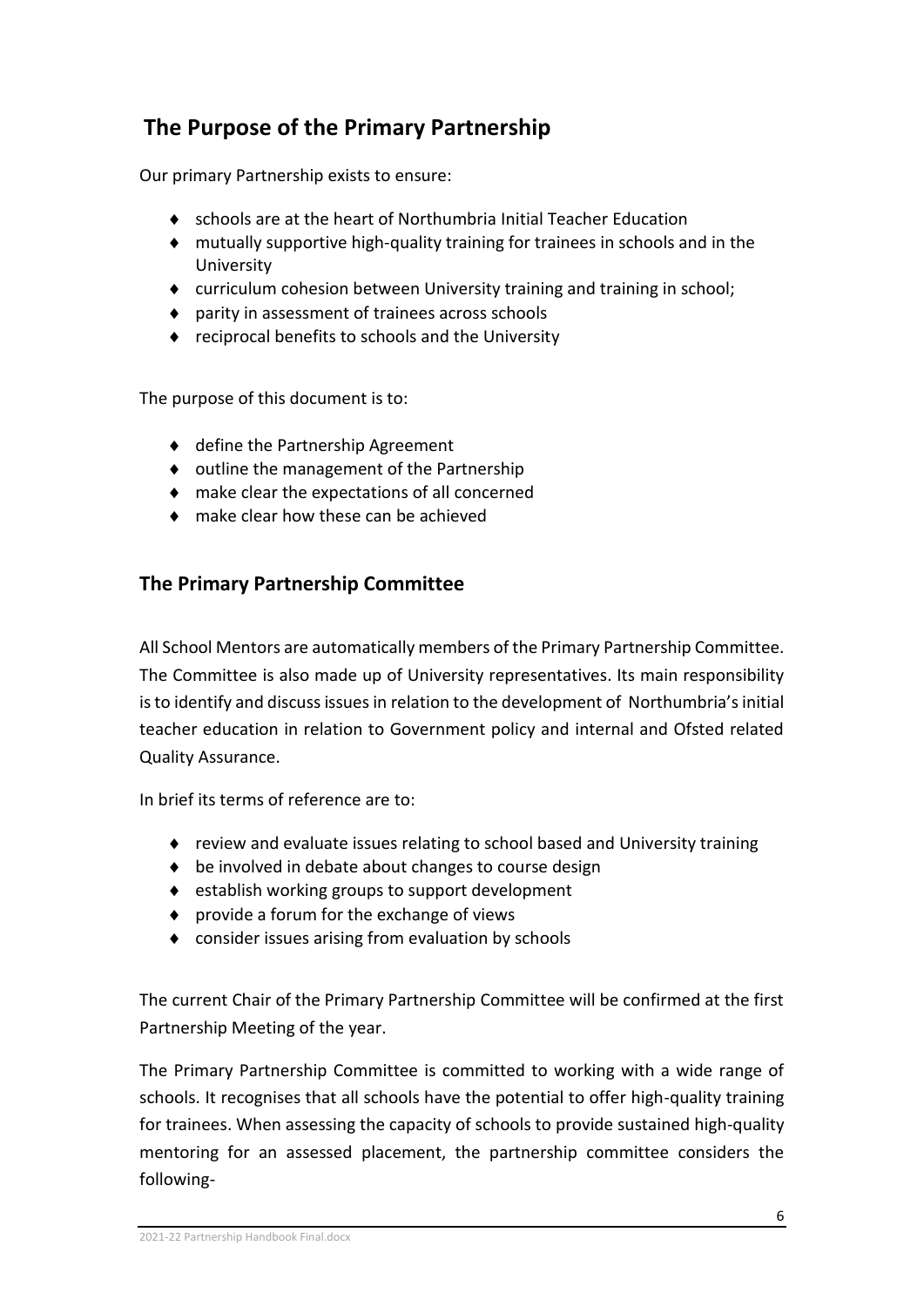## The Purpose of the Primary Partnership

Our primary Partnership exists to ensure:

- schools are at the heart of Northumbria Initial Teacher Education
- mutually supportive high-quality training for trainees in schools and in the University
- curriculum cohesion between University training and training in school;
- parity in assessment of trainees across schools
- reciprocal benefits to schools and the University

The purpose of this document is to:

- define the Partnership Agreement
- outline the management of the Partnership
- make clear the expectations of all concerned
- make clear how these can be achieved

### The Primary Partnership Committee

All School Mentors are automatically members of the Primary Partnership Committee. The Committee is also made up of University representatives. Its main responsibility is to identify and discuss issues in relation to the development of Northumbria's initial teacher education in relation to Government policy and internal and Ofsted related Quality Assurance.

In brief its terms of reference are to:

- review and evaluate issues relating to school based and University training
- be involved in debate about changes to course design
- establish working groups to support development
- provide a forum for the exchange of views
- consider issues arising from evaluation by schools

The current Chair of the Primary Partnership Committee will be confirmed at the first Partnership Meeting of the year.

The Primary Partnership Committee is committed to working with a wide range of schools. It recognises that all schools have the potential to offer high-quality training for trainees. When assessing the capacity of schools to provide sustained high-quality mentoring for an assessed placement, the partnership committee considers the following-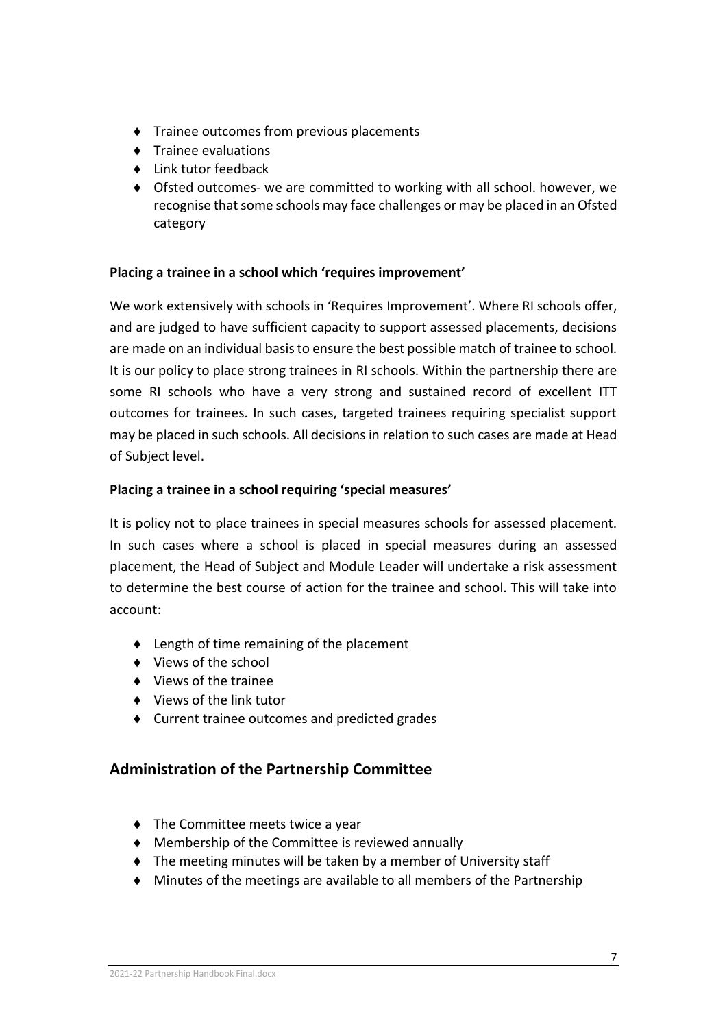- Trainee outcomes from previous placements
- Trainee evaluations
- Link tutor feedback
- Ofsted outcomes- we are committed to working with all school. however, we recognise that some schools may face challenges or may be placed in an Ofsted category

**Placing a trainee in a school which 'requires improvement'**

We work extensively with schools in 'Requires Improvement'. Where RI schools offer, and are judged to have sufficient capacity to support assessed placements, decisions are made on an individual basis to ensure the best possible match of trainee to school. It is our policy to place strong trainees in RI schools. Within the partnership there are some RI schools who have a very strong and sustained record of excellent ITT outcomes for trainees. In such cases, targeted trainees requiring specialist support may be placed in such schools. All decisions in relation to such cases are made at Head of Subject level.

**Placing a trainee in a school requiring 'special measures'**

It is policy not to place trainees in special measures schools for assessed placement. In such cases where a school is placed in special measures during an assessed placement, the Head of Subject and Module Leader will undertake a risk assessment to determine the best course of action for the trainee and school. This will take into account:

- Length of time remaining of the placement
- Views of the school
- Views of the trainee
- Views of the link tutor
- Current trainee outcomes and predicted grades

## Administration of the Partnership Committee

- The Committee meets twice a year
- Membership of the Committee is reviewed annually
- The meeting minutes will be taken by a member of University staff
- Minutes of the meetings are available to all members of the Partnership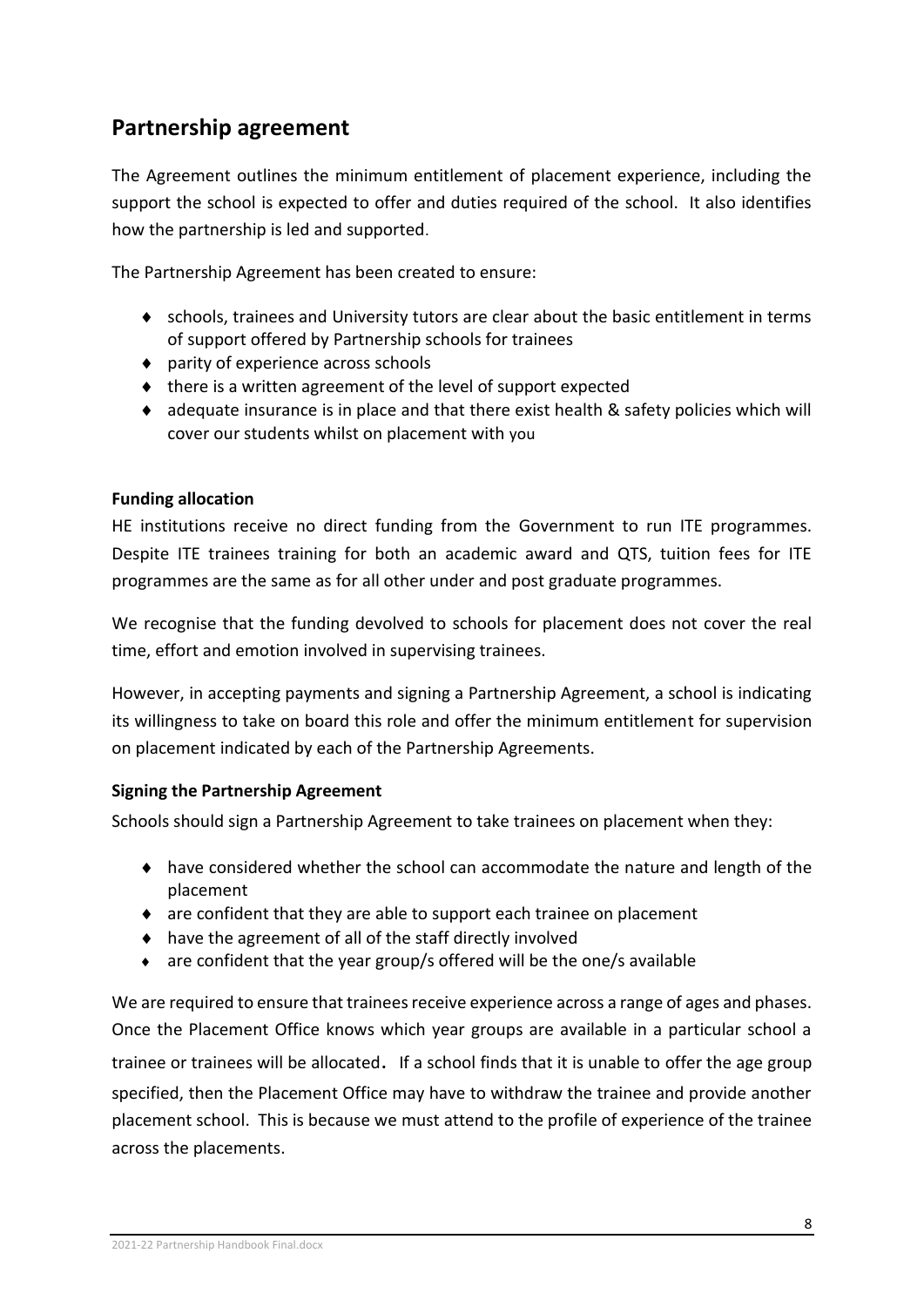## Partnership agreement

The Agreement outlines the minimum entitlement of placement experience, including the support the school is expected to offer and duties required of the school. It also identifies how the partnership is led and supported.

The Partnership Agreement has been created to ensure:

- schools, trainees and University tutors are clear about the basic entitlement in terms of support offered by Partnership schools for trainees
- parity of experience across schools
- there is a written agreement of the level of support expected
- adequate insurance is in place and that there exist health & safety policies which will cover our students whilst on placement with you

**Funding allocation**

HE institutions receive no direct funding from the Government to run ITE programmes. Despite ITE trainees training for both an academic award and QTS, tuition fees for ITE programmes are the same as for all other under and post graduate programmes.

We recognise that the funding devolved to schools for placement does not cover the real time, effort and emotion involved in supervising trainees.

However, in accepting payments and signing a Partnership Agreement, a school is indicating its willingness to take on board this role and offer the minimum entitlement for supervision on placement indicated by each of the Partnership Agreements.

**Signing the Partnership Agreement**

Schools should sign a Partnership Agreement to take trainees on placement when they:

- have considered whether the school can accommodate the nature and length of the placement
- are confident that they are able to support each trainee on placement
- have the agreement of all of the staff directly involved
- are confident that the year group/s offered will be the one/s available

We are required to ensure that trainees receive experience across a range of ages and phases. Once the Placement Office knows which year groups are available in a particular school a trainee or trainees will be allocated. If a school finds that it is unable to offer the age group specified, then the Placement Office may have to withdraw the trainee and provide another placement school. This is because we must attend to the profile of experience of the trainee across the placements.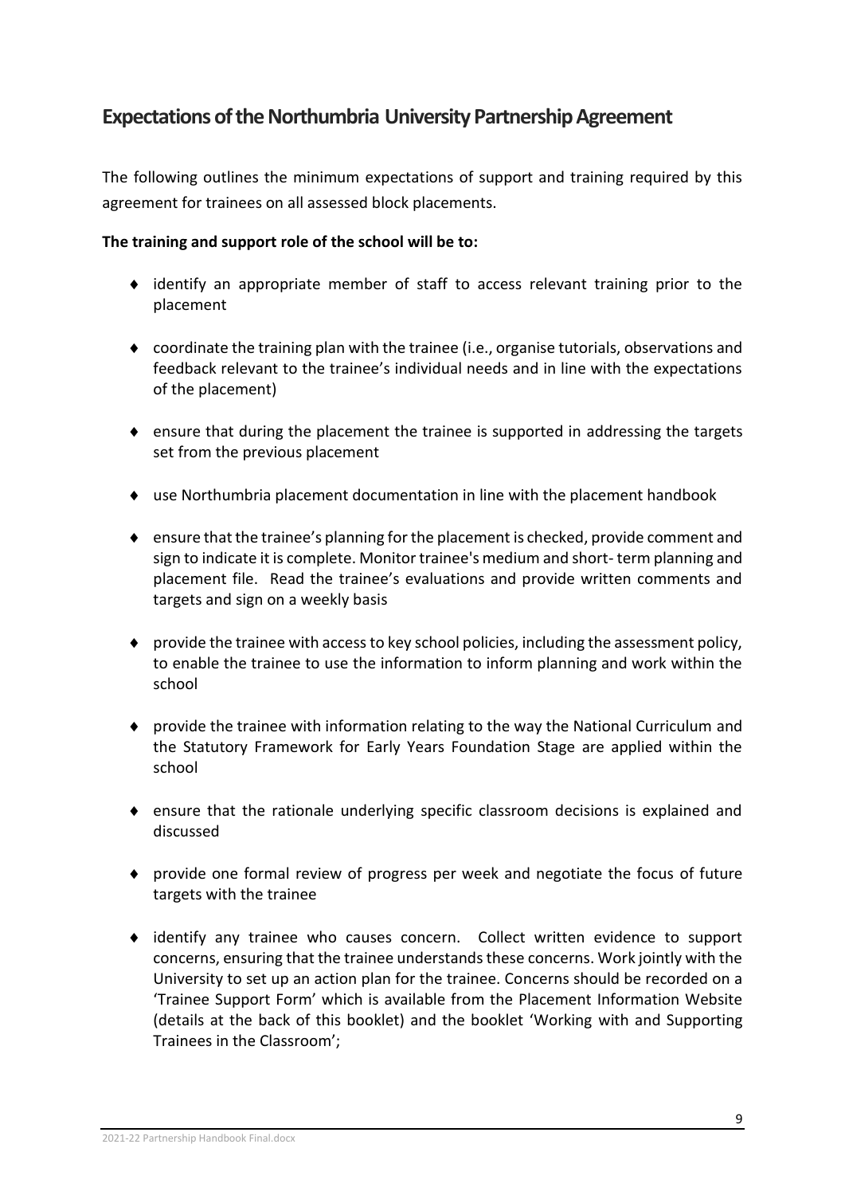## Expectations of the Northumbria University Partnership Agreement

The following outlines the minimum expectations of support and training required by this agreement for trainees on all assessed block placements.

**The training and support role of the school will be to:**

- identify an appropriate member of staff to access relevant training prior to the placement
- coordinate the training plan with the trainee (i.e., organise tutorials, observations and feedback relevant to the trainee's individual needs and in line with the expectations of the placement)
- ensure that during the placement the trainee is supported in addressing the targets set from the previous placement
- use Northumbria placement documentation in line with the placement handbook
- ensure that the trainee's planning for the placement is checked, provide comment and sign to indicate it is complete. Monitor trainee's medium and short- term planning and placement file. Read the trainee's evaluations and provide written comments and targets and sign on a weekly basis
- provide the trainee with access to key school policies, including the assessment policy, to enable the trainee to use the information to inform planning and work within the school
- provide the trainee with information relating to the way the National Curriculum and the Statutory Framework for Early Years Foundation Stage are applied within the school
- ensure that the rationale underlying specific classroom decisions is explained and discussed
- provide one formal review of progress per week and negotiate the focus of future targets with the trainee
- identify any trainee who causes concern. Collect written evidence to support concerns, ensuring that the trainee understands these concerns. Work jointly with the University to set up an action plan for the trainee. Concerns should be recorded on a 'Trainee Support Form' which is available from the Placement Information Website (details at the back of this booklet) and the booklet 'Working with and Supporting Trainees in the Classroom';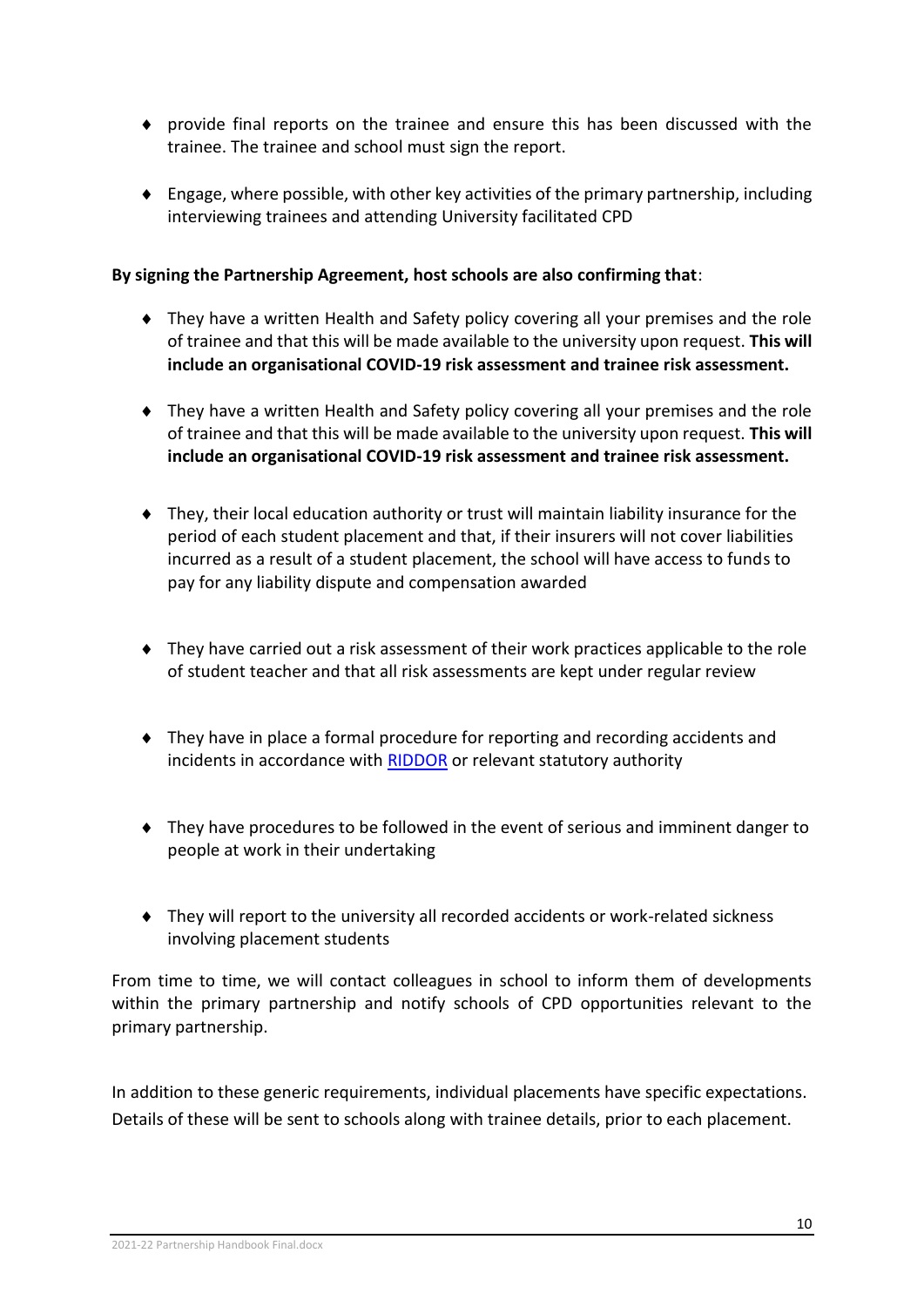- provide final reports on the trainee and ensure this has been discussed with the trainee. The trainee and school must sign the report.

- Engage, where possible, with other key activities of the primary partnership, including interviewing trainees and attending University facilitated CPD

**By signing the Partnership Agreement, host schools are also confirming that**:

- They have a written Health and Safety policy covering all your premises and the role of trainee and that this will be made available to the university upon request. **This will include an organisational COVID-19 risk assessment and trainee risk assessment.**

- They have a written Health and Safety policy covering all your premises and the role of trainee and that this will be made available to the university upon request. **This will include an organisational COVID-19 risk assessment and trainee risk assessment.**

- They, their local education authority or trust will maintain liability insurance for the period of each student placement and that, if their insurers will not cover liabilities incurred as a result of a student placement, the school will have access to funds to pay for any liability dispute and compensation awarded

- They have carried out a risk assessment of their work practices applicable to the role of student teacher and that all risk assessments are kept under regular review

- They have in place a formal procedure for reporting and recording accidents and incidents in accordance with RIDDOR or relevant statutory authority

- They have procedures to be followed in the event of serious and imminent danger to people at work in their undertaking

- They will report to the university all recorded accidents or work-related sickness involving placement students

From time to time, we will contact colleagues in school to inform them of developments within the primary partnership and notify schools of CPD opportunities relevant to the primary partnership.

In addition to these generic requirements, individual placements have specific expectations. Details of these will be sent to schools along with trainee details, prior to each placement.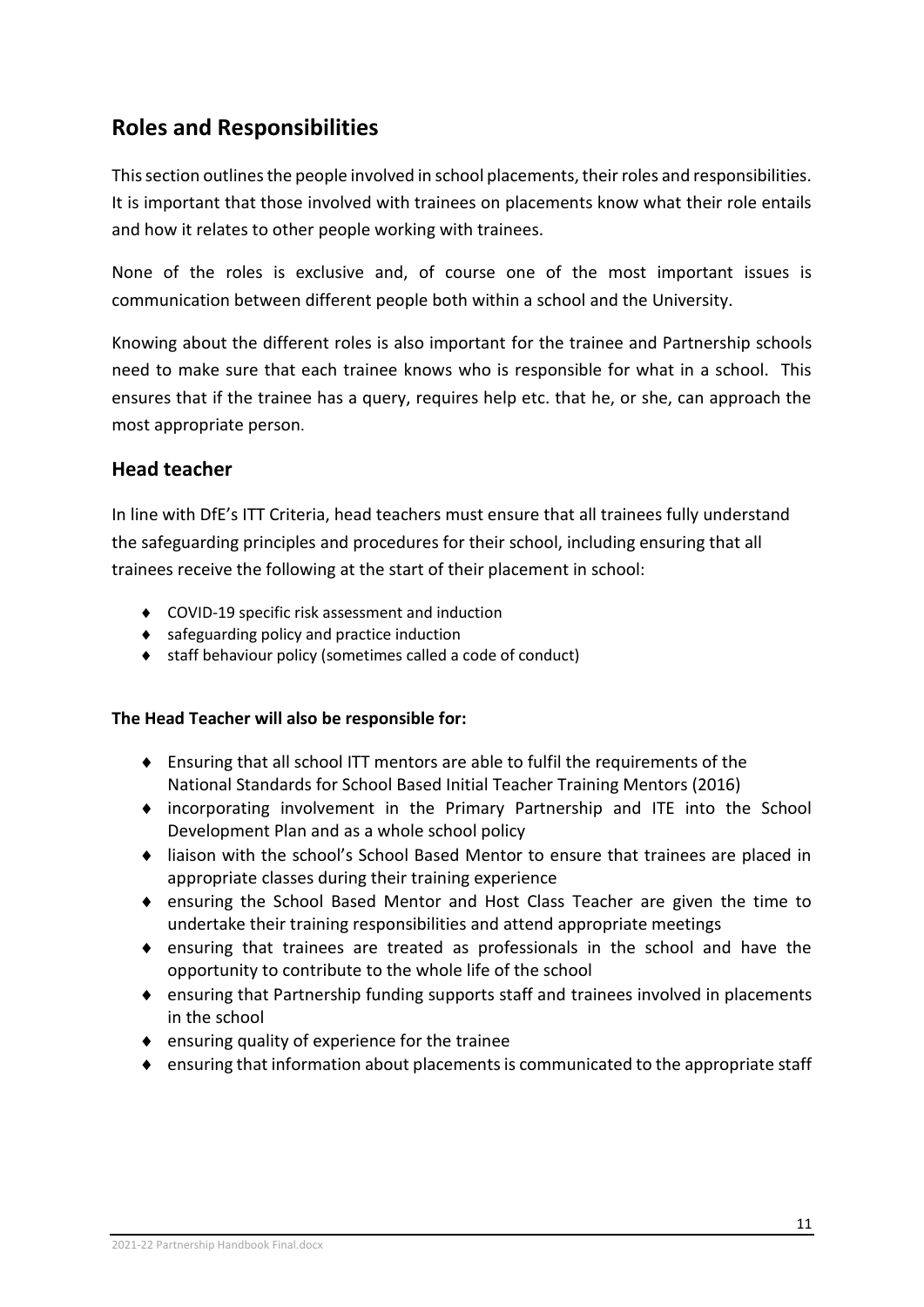## Roles and Responsibilities

This section outlines the people involved in school placements, their roles and responsibilities. It is important that those involved with trainees on placements know what their role entails and how it relates to other people working with trainees.

None of the roles is exclusive and, of course one of the most important issues is communication between different people both within a school and the University.

Knowing about the different roles is also important for the trainee and Partnership schools need to make sure that each trainee knows who is responsible for what in a school. This ensures that if the trainee has a query, requires help etc. that he, or she, can approach the most appropriate person.

### Head teacher

In line with DfE's ITT Criteria, head teachers must ensure that all trainees fully understand the safeguarding principles and procedures for their school, including ensuring that all trainees receive the following at the start of their placement in school:

- COVID-19 specific risk assessment and induction
- safeguarding policy and practice induction
- staff behaviour policy (sometimes called a code of conduct)

**The Head Teacher will also be responsible for:**

- Ensuring that all school ITT mentors are able to fulfil the requirements of the National Standards for School Based Initial Teacher Training Mentors (2016)
- incorporating involvement in the Primary Partnership and ITE into the School Development Plan and as a whole school policy
- liaison with the school's School Based Mentor to ensure that trainees are placed in appropriate classes during their training experience
- ensuring the School Based Mentor and Host Class Teacher are given the time to undertake their training responsibilities and attend appropriate meetings
- ensuring that trainees are treated as professionals in the school and have the opportunity to contribute to the whole life of the school
- ensuring that Partnership funding supports staff and trainees involved in placements in the school
- ensuring quality of experience for the trainee
- ensuring that information about placements is communicated to the appropriate staff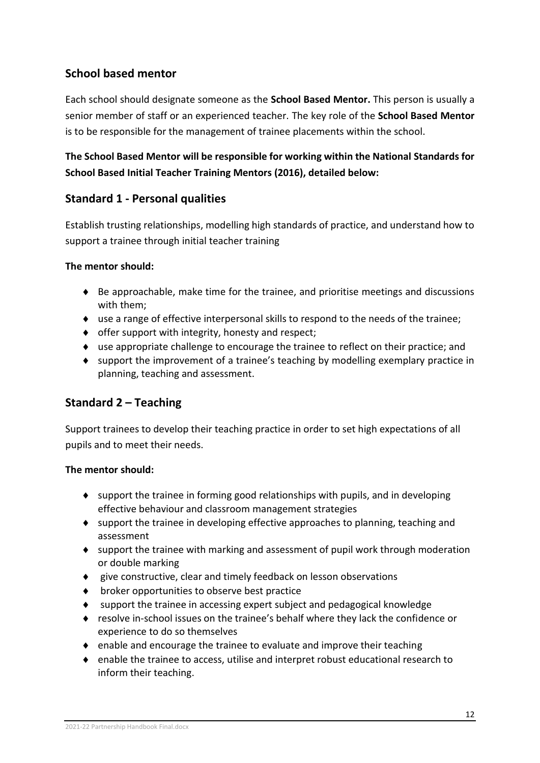## School based mentor

Each school should designate someone as the **School Based Mentor.** This person is usually a senior member of staff or an experienced teacher. The key role of the **School Based Mentor** is to be responsible for the management of trainee placements within the school.

**The School Based Mentor will be responsible for working within the National Standards for School Based Initial Teacher Training Mentors (2016), detailed below:**

## Standard 1 - Personal qualities

Establish trusting relationships, modelling high standards of practice, and understand how to support a trainee through initial teacher training

**The mentor should:**

- Be approachable, make time for the trainee, and prioritise meetings and discussions with them;
- use a range of effective interpersonal skills to respond to the needs of the trainee;
- offer support with integrity, honesty and respect;
- use appropriate challenge to encourage the trainee to reflect on their practice; and
- support the improvement of a trainee's teaching by modelling exemplary practice in planning, teaching and assessment.

## Standard 2 – Teaching

Support trainees to develop their teaching practice in order to set high expectations of all pupils and to meet their needs.

**The mentor should:**

- support the trainee in forming good relationships with pupils, and in developing effective behaviour and classroom management strategies
- support the trainee in developing effective approaches to planning, teaching and assessment
- support the trainee with marking and assessment of pupil work through moderation or double marking
- give constructive, clear and timely feedback on lesson observations
- broker opportunities to observe best practice
- support the trainee in accessing expert subject and pedagogical knowledge
- resolve in-school issues on the trainee's behalf where they lack the confidence or experience to do so themselves
- enable and encourage the trainee to evaluate and improve their teaching
- enable the trainee to access, utilise and interpret robust educational research to inform their teaching.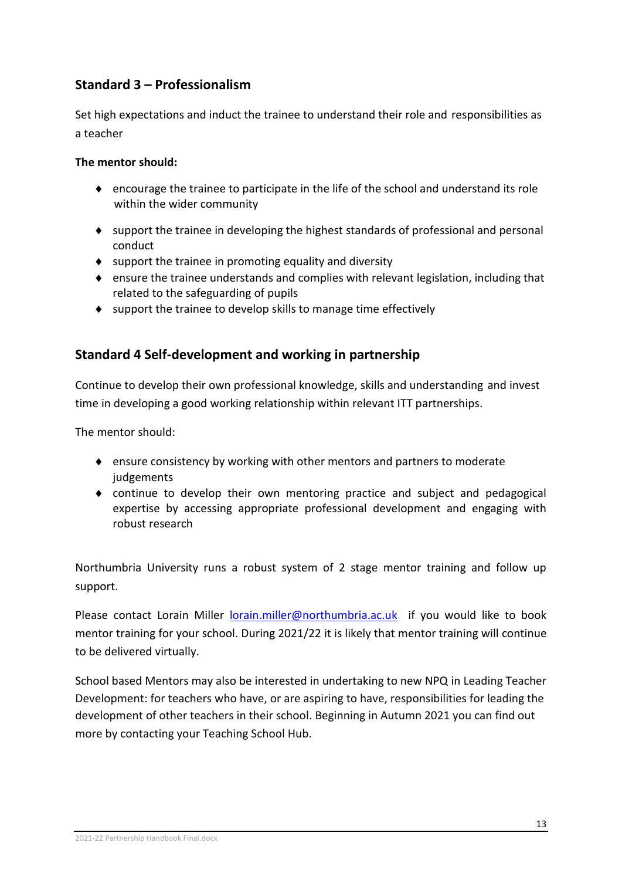## Standard 3 – Professionalism

Set high expectations and induct the trainee to understand their role and responsibilities as a teacher

**The mentor should:**

- encourage the trainee to participate in the life of the school and understand its role within the wider community
- support the trainee in developing the highest standards of professional and personal conduct
- support the trainee in promoting equality and diversity
- ensure the trainee understands and complies with relevant legislation, including that related to the safeguarding of pupils
- support the trainee to develop skills to manage time effectively

## Standard 4 Self-development and working in partnership

Continue to develop their own professional knowledge, skills and understanding and invest time in developing a good working relationship within relevant ITT partnerships.

The mentor should:

- ensure consistency by working with other mentors and partners to moderate judgements
- continue to develop their own mentoring practice and subject and pedagogical expertise by accessing appropriate professional development and engaging with robust research

Northumbria University runs a robust system of 2 stage mentor training and follow up support.

Please contact Lorain Miller [lorain.miller@northumbria.ac.uk](mailto:lorain.miller@northumbria.ac.uk) if you would like to book mentor training for your school. During 2021/22 it is likely that mentor training will continue to be delivered virtually.

School based Mentors may also be interested in undertaking to new NPQ in Leading Teacher Development: for teachers who have, or are aspiring to have, responsibilities for leading the development of other teachers in their school. Beginning in Autumn 2021 you can find out more by contacting your Teaching School Hub.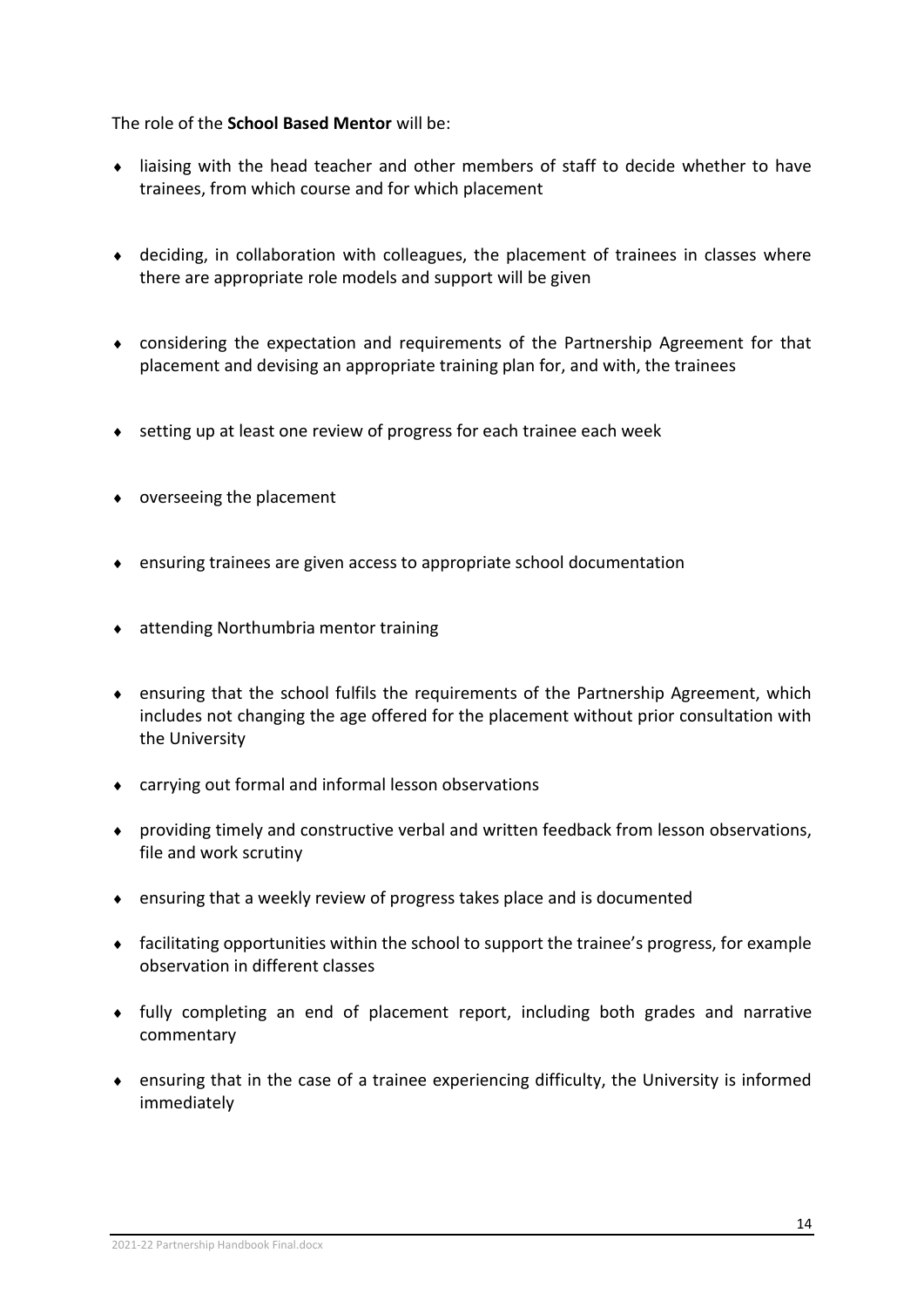The role of the **School Based Mentor** will be:

- liaising with the head teacher and other members of staff to decide whether to have trainees, from which course and for which placement
- deciding, in collaboration with colleagues, the placement of trainees in classes where there are appropriate role models and support will be given
- considering the expectation and requirements of the Partnership Agreement for that placement and devising an appropriate training plan for, and with, the trainees
- setting up at least one review of progress for each trainee each week
- overseeing the placement
- ensuring trainees are given access to appropriate school documentation
- attending Northumbria mentor training
- ensuring that the school fulfils the requirements of the Partnership Agreement, which includes not changing the age offered for the placement without prior consultation with the University
- carrying out formal and informal lesson observations
- providing timely and constructive verbal and written feedback from lesson observations, file and work scrutiny
- ensuring that a weekly review of progress takes place and is documented
- facilitating opportunities within the school to support the trainee's progress, for example observation in different classes
- fully completing an end of placement report, including both grades and narrative commentary
- ensuring that in the case of a trainee experiencing difficulty, the University is informed immediately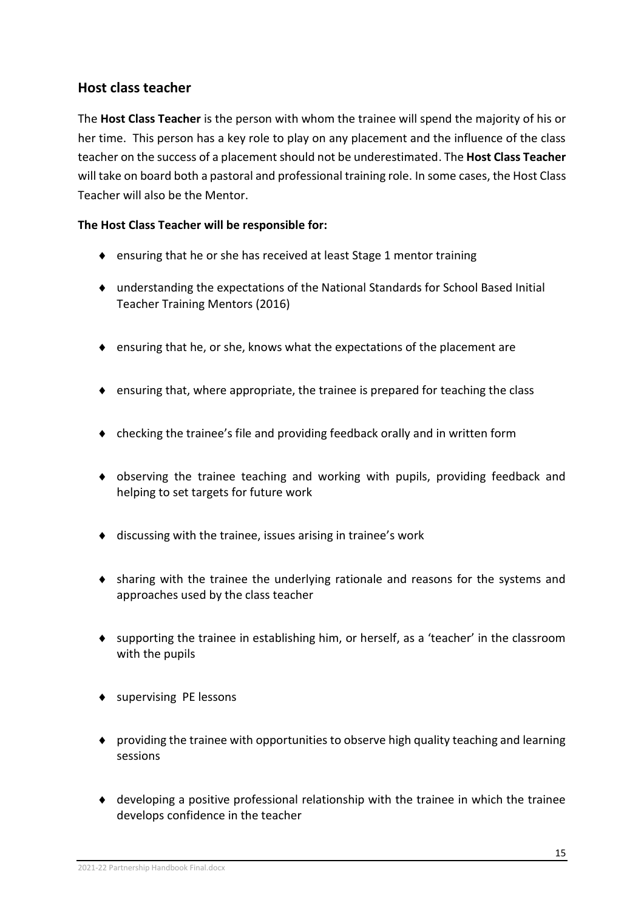## Host class teacher

The **Host Class Teacher** is the person with whom the trainee will spend the majority of his or her time. This person has a key role to play on any placement and the influence of the class teacher on the success of a placement should not be underestimated. The **Host Class Teacher** will take on board both a pastoral and professional training role. In some cases, the Host Class Teacher will also be the Mentor.

**The Host Class Teacher will be responsible for:**

- ensuring that he or she has received at least Stage 1 mentor training
- understanding the expectations of the National Standards for School Based Initial Teacher Training Mentors (2016)
- ensuring that he, or she, knows what the expectations of the placement are
- ensuring that, where appropriate, the trainee is prepared for teaching the class
- checking the trainee's file and providing feedback orally and in written form
- observing the trainee teaching and working with pupils, providing feedback and helping to set targets for future work
- discussing with the trainee, issues arising in trainee's work
- sharing with the trainee the underlying rationale and reasons for the systems and approaches used by the class teacher
- supporting the trainee in establishing him, or herself, as a 'teacher' in the classroom with the pupils
- supervising PE lessons
- providing the trainee with opportunities to observe high quality teaching and learning sessions
- developing a positive professional relationship with the trainee in which the trainee develops confidence in the teacher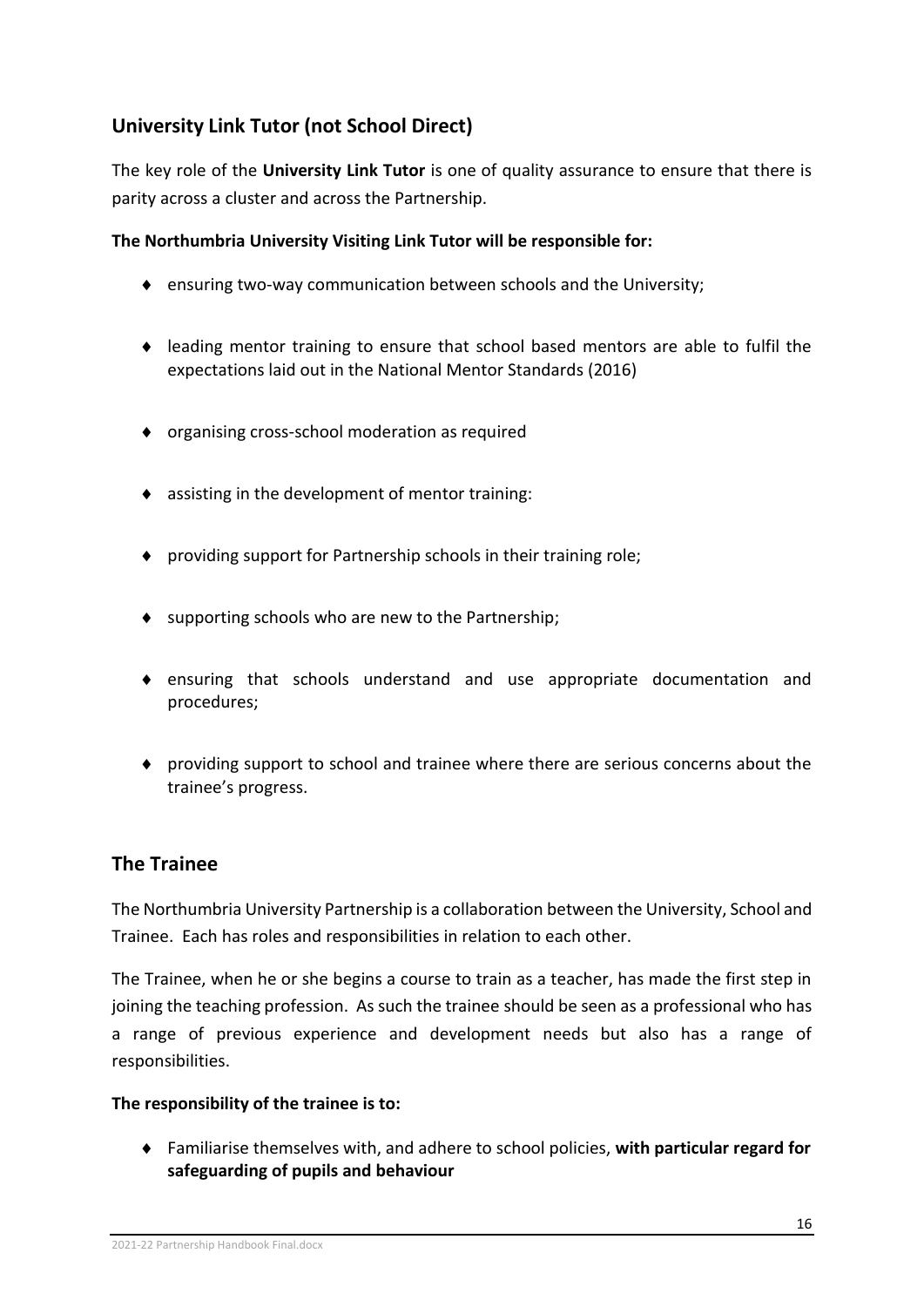## University Link Tutor (not School Direct)

The key role of the **University Link Tutor** is one of quality assurance to ensure that there is parity across a cluster and across the Partnership.

**The Northumbria University Visiting Link Tutor will be responsible for:**

- ensuring two-way communication between schools and the University;
- leading mentor training to ensure that school based mentors are able to fulfil the expectations laid out in the National Mentor Standards (2016)
- organising cross-school moderation as required
- assisting in the development of mentor training:
- providing support for Partnership schools in their training role;
- supporting schools who are new to the Partnership;
- ensuring that schools understand and use appropriate documentation and procedures;
- providing support to school and trainee where there are serious concerns about the trainee's progress.

## The Trainee

The Northumbria University Partnership is a collaboration between the University, School and Trainee. Each has roles and responsibilities in relation to each other.

The Trainee, when he or she begins a course to train as a teacher, has made the first step in joining the teaching profession. As such the trainee should be seen as a professional who has a range of previous experience and development needs but also has a range of responsibilities.

**The responsibility of the trainee is to:**

- Familiarise themselves with, and adhere to school policies, **with particular regard for safeguarding of pupils and behaviour**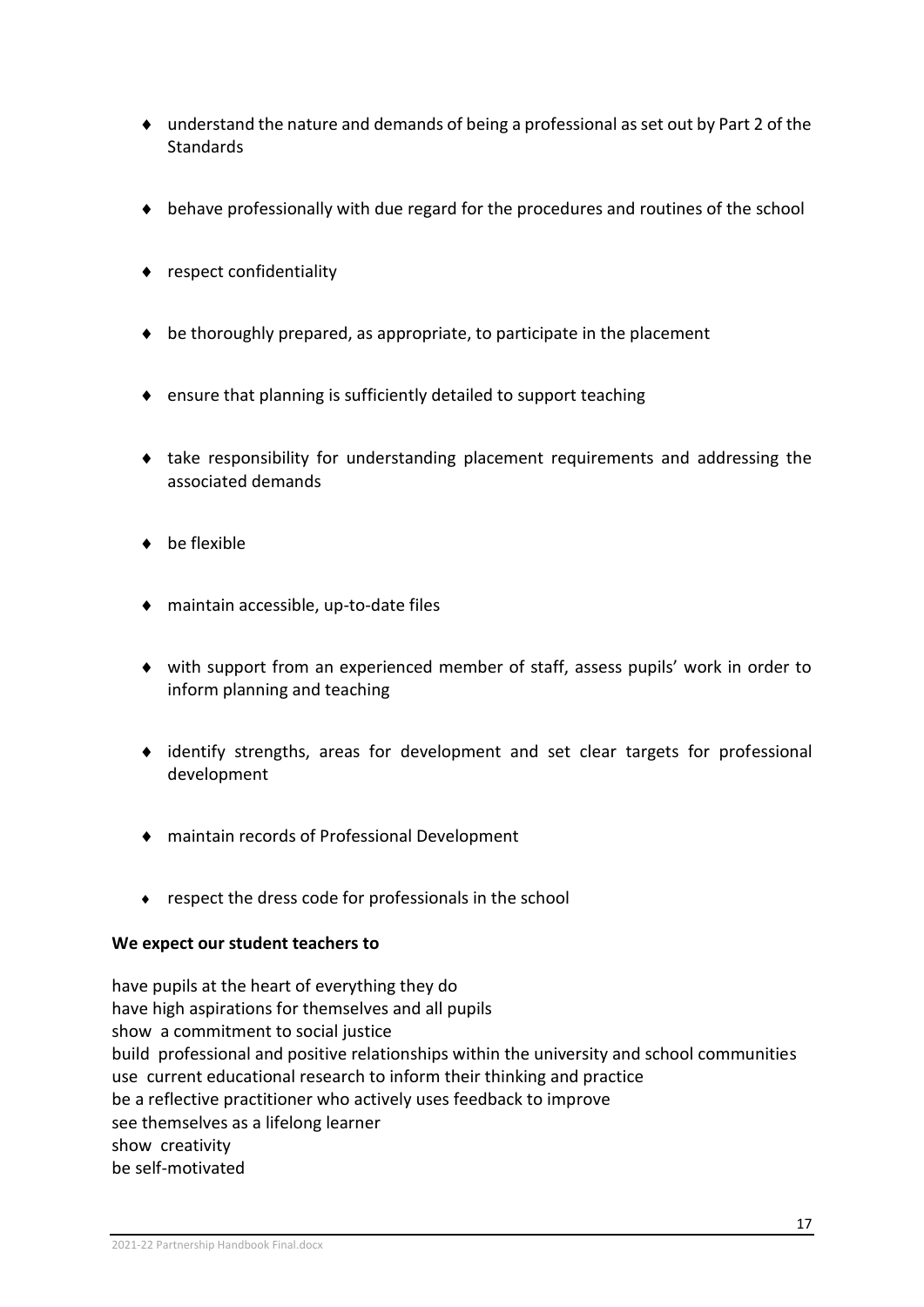- understand the nature and demands of being a professional as set out by Part 2 of the Standards
- behave professionally with due regard for the procedures and routines of the school
- respect confidentiality
- be thoroughly prepared, as appropriate, to participate in the placement
- ensure that planning is sufficiently detailed to support teaching
- take responsibility for understanding placement requirements and addressing the associated demands
- be flexible
- maintain accessible, up-to-date files
- with support from an experienced member of staff, assess pupils' work in order to inform planning and teaching
- identify strengths, areas for development and set clear targets for professional development
- maintain records of Professional Development
- respect the dress code for professionals in the school

**We expect our student teachers to**

have pupils at the heart of everything they do
have high aspirations for themselves and all pupils
show a commitment to social justice
build professional and positive relationships within the university and school communities
use current educational research to inform their thinking and practice
be a reflective practitioner who actively uses feedback to improve
see themselves as a lifelong learner
show creativity
be self-motivated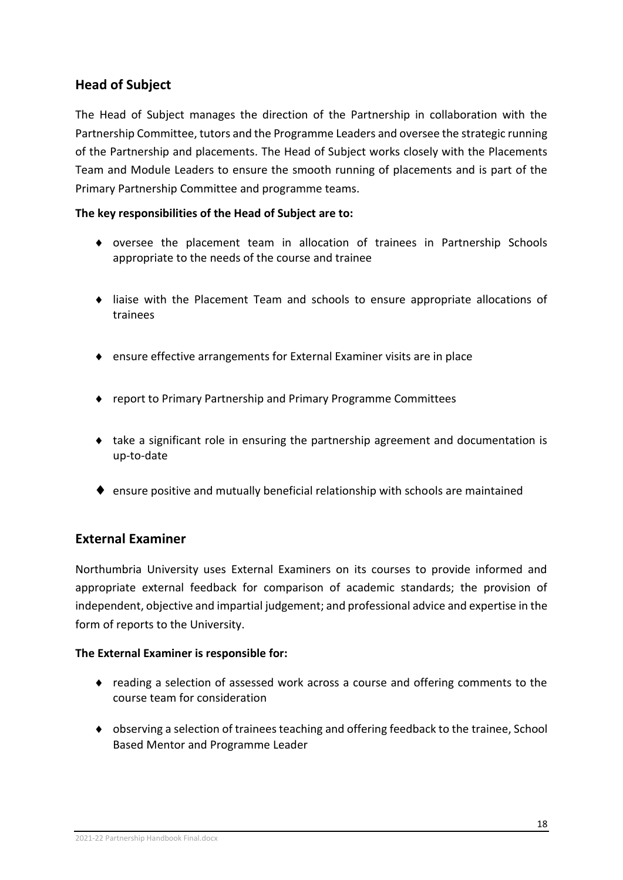## Head of Subject

The Head of Subject manages the direction of the Partnership in collaboration with the Partnership Committee, tutors and the Programme Leaders and oversee the strategic running of the Partnership and placements. The Head of Subject works closely with the Placements Team and Module Leaders to ensure the smooth running of placements and is part of the Primary Partnership Committee and programme teams.

**The key responsibilities of the Head of Subject are to:**

- oversee the placement team in allocation of trainees in Partnership Schools appropriate to the needs of the course and trainee
- liaise with the Placement Team and schools to ensure appropriate allocations of trainees
- ensure effective arrangements for External Examiner visits are in place
- report to Primary Partnership and Primary Programme Committees
- take a significant role in ensuring the partnership agreement and documentation is up-to-date
- ensure positive and mutually beneficial relationship with schools are maintained

## External Examiner

Northumbria University uses External Examiners on its courses to provide informed and appropriate external feedback for comparison of academic standards; the provision of independent, objective and impartial judgement; and professional advice and expertise in the form of reports to the University.

**The External Examiner is responsible for:**

- reading a selection of assessed work across a course and offering comments to the course team for consideration
- observing a selection of trainees teaching and offering feedback to the trainee, School Based Mentor and Programme Leader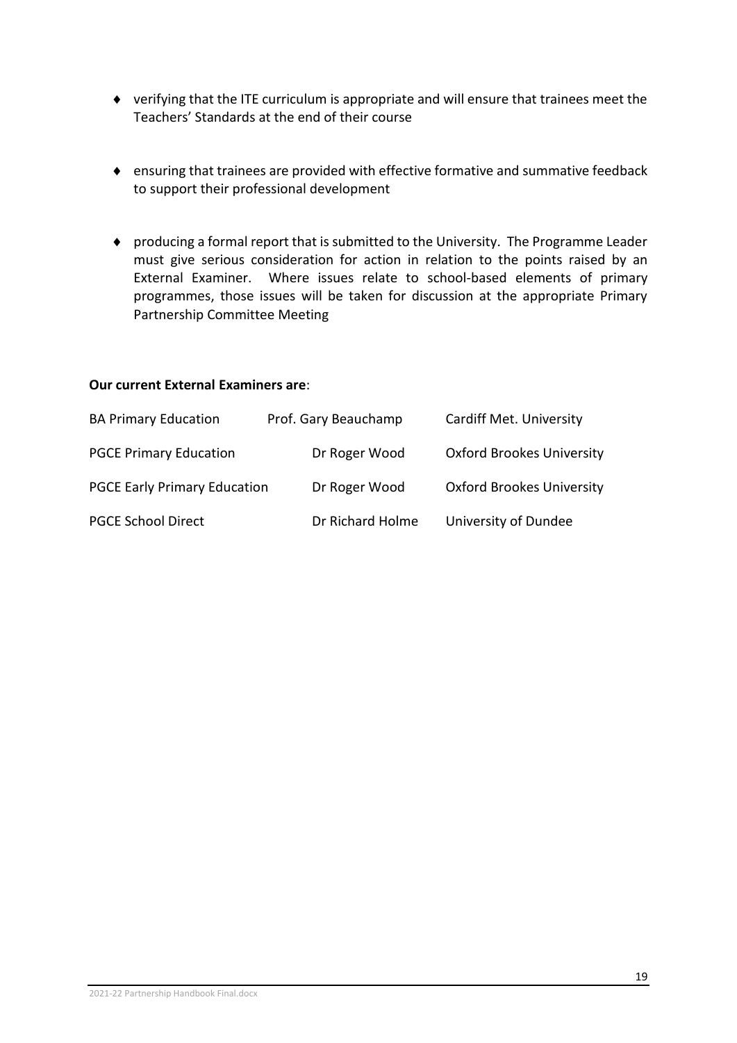- verifying that the ITE curriculum is appropriate and will ensure that trainees meet the Teachers' Standards at the end of their course

- ensuring that trainees are provided with effective formative and summative feedback to support their professional development

- producing a formal report that is submitted to the University. The Programme Leader must give serious consideration for action in relation to the points raised by an External Examiner. Where issues relate to school-based elements of primary programmes, those issues will be taken for discussion at the appropriate Primary Partnership Committee Meeting

**Our current External Examiners are**:

| | | |
|---|---|---|
| BA Primary Education | Prof. Gary Beauchamp | Cardiff Met. University |
| PGCE Primary Education | Dr Roger Wood | Oxford Brookes University |
| PGCE Early Primary Education | Dr Roger Wood | Oxford Brookes University |
| PGCE School Direct | Dr Richard Holme | University of Dundee |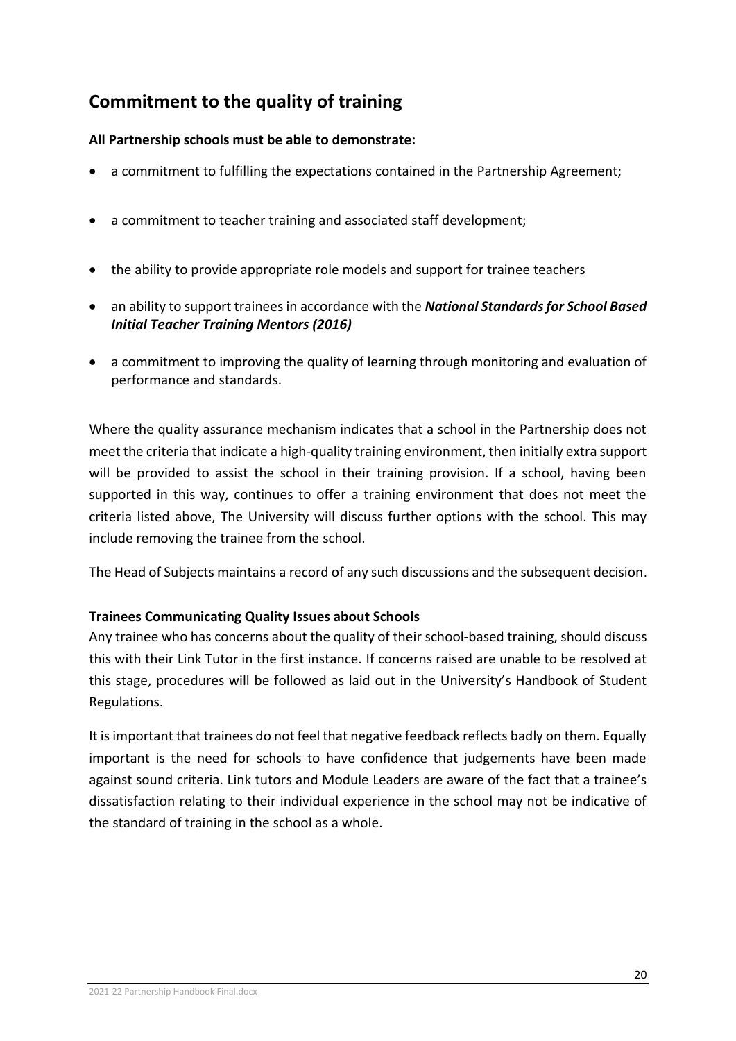## Commitment to the quality of training

**All Partnership schools must be able to demonstrate:**

- a commitment to fulfilling the expectations contained in the Partnership Agreement;
- a commitment to teacher training and associated staff development;
- the ability to provide appropriate role models and support for trainee teachers
- an ability to support trainees in accordance with the ***National Standards for School Based Initial Teacher Training Mentors (2016)***
- a commitment to improving the quality of learning through monitoring and evaluation of performance and standards.

Where the quality assurance mechanism indicates that a school in the Partnership does not meet the criteria that indicate a high-quality training environment, then initially extra support will be provided to assist the school in their training provision. If a school, having been supported in this way, continues to offer a training environment that does not meet the criteria listed above, The University will discuss further options with the school. This may include removing the trainee from the school.

The Head of Subjects maintains a record of any such discussions and the subsequent decision.

**Trainees Communicating Quality Issues about Schools**

Any trainee who has concerns about the quality of their school-based training, should discuss this with their Link Tutor in the first instance. If concerns raised are unable to be resolved at this stage, procedures will be followed as laid out in the University's Handbook of Student Regulations.

It is important that trainees do not feel that negative feedback reflects badly on them. Equally important is the need for schools to have confidence that judgements have been made against sound criteria. Link tutors and Module Leaders are aware of the fact that a trainee's dissatisfaction relating to their individual experience in the school may not be indicative of the standard of training in the school as a whole.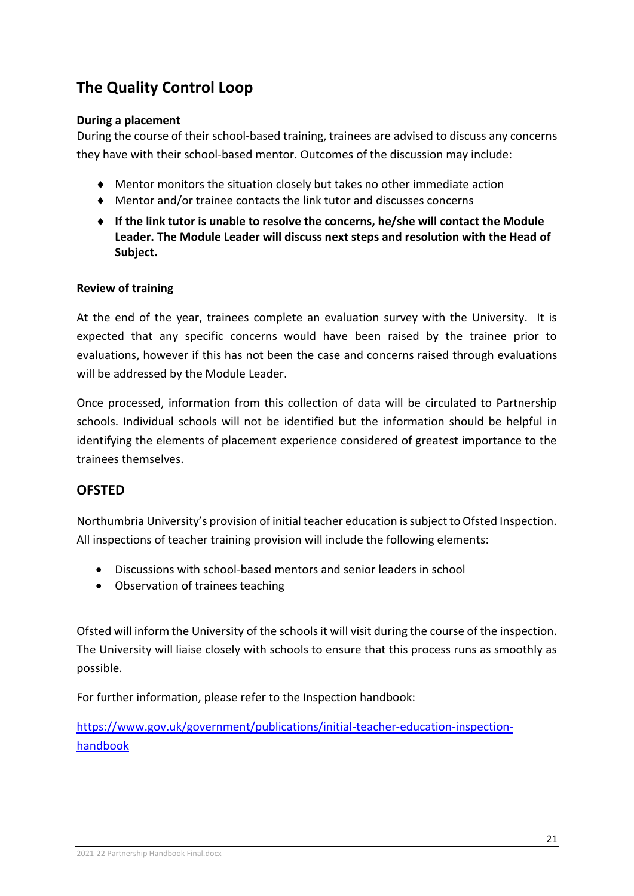## The Quality Control Loop

**During a placement**

During the course of their school-based training, trainees are advised to discuss any concerns they have with their school-based mentor. Outcomes of the discussion may include:

- Mentor monitors the situation closely but takes no other immediate action
- Mentor and/or trainee contacts the link tutor and discusses concerns
- **If the link tutor is unable to resolve the concerns, he/she will contact the Module Leader. The Module Leader will discuss next steps and resolution with the Head of Subject.**

**Review of training**

At the end of the year, trainees complete an evaluation survey with the University. It is expected that any specific concerns would have been raised by the trainee prior to evaluations, however if this has not been the case and concerns raised through evaluations will be addressed by the Module Leader.

Once processed, information from this collection of data will be circulated to Partnership schools. Individual schools will not be identified but the information should be helpful in identifying the elements of placement experience considered of greatest importance to the trainees themselves.

## OFSTED

Northumbria University's provision of initial teacher education is subject to Ofsted Inspection. All inspections of teacher training provision will include the following elements:

- Discussions with school-based mentors and senior leaders in school
- Observation of trainees teaching

Ofsted will inform the University of the schools it will visit during the course of the inspection. The University will liaise closely with schools to ensure that this process runs as smoothly as possible.

For further information, please refer to the Inspection handbook:

[https://www.gov.uk/government/publications/initial-teacher-education-inspection-handbook](https://www.gov.uk/government/publications/initial-teacher-education-inspection-handbook)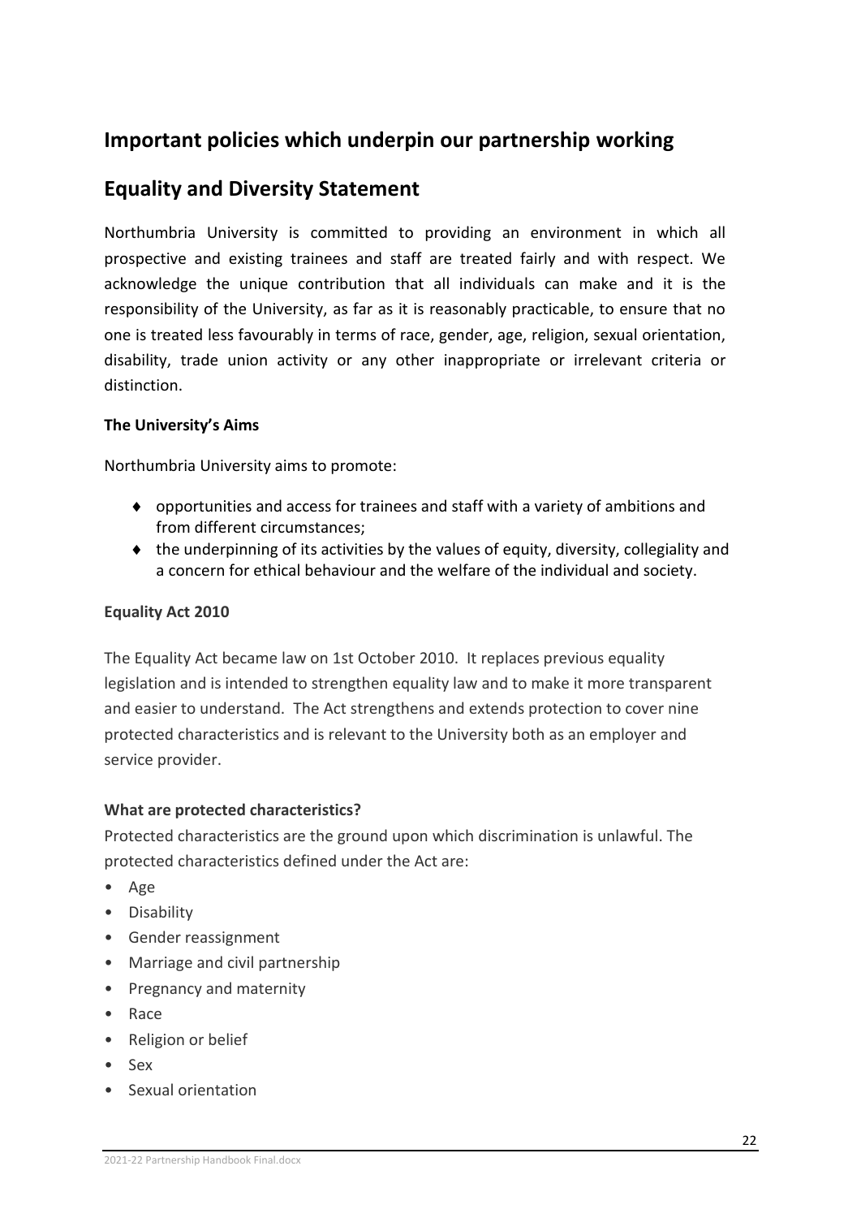## Important policies which underpin our partnership working

## Equality and Diversity Statement

Northumbria University is committed to providing an environment in which all prospective and existing trainees and staff are treated fairly and with respect. We acknowledge the unique contribution that all individuals can make and it is the responsibility of the University, as far as it is reasonably practicable, to ensure that no one is treated less favourably in terms of race, gender, age, religion, sexual orientation, disability, trade union activity or any other inappropriate or irrelevant criteria or distinction.

**The University's Aims**

Northumbria University aims to promote:

- opportunities and access for trainees and staff with a variety of ambitions and from different circumstances;
- the underpinning of its activities by the values of equity, diversity, collegiality and a concern for ethical behaviour and the welfare of the individual and society.

**Equality Act 2010**

The Equality Act became law on 1st October 2010. It replaces previous equality legislation and is intended to strengthen equality law and to make it more transparent and easier to understand. The Act strengthens and extends protection to cover nine protected characteristics and is relevant to the University both as an employer and service provider.

**What are protected characteristics?**

Protected characteristics are the ground upon which discrimination is unlawful. The protected characteristics defined under the Act are:

- Age
- Disability
- Gender reassignment
- Marriage and civil partnership
- Pregnancy and maternity
- Race
- Religion or belief
- Sex
- Sexual orientation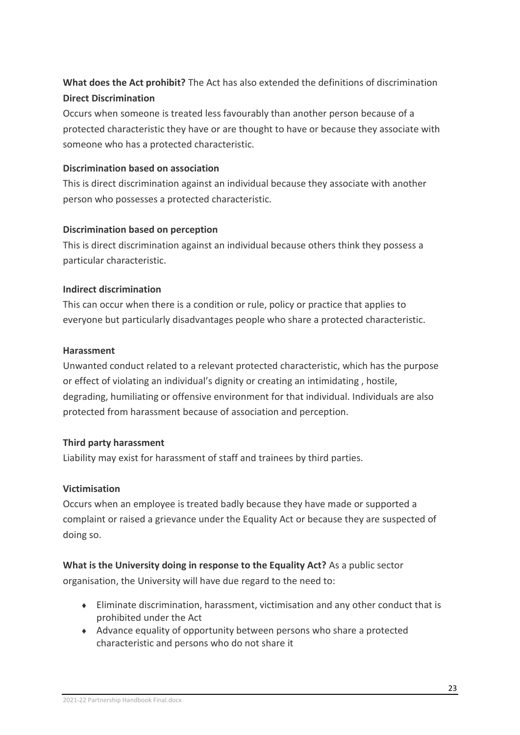**What does the Act prohibit?** The Act has also extended the definitions of discrimination

**Direct Discrimination**

Occurs when someone is treated less favourably than another person because of a protected characteristic they have or are thought to have or because they associate with someone who has a protected characteristic.

**Discrimination based on association**

This is direct discrimination against an individual because they associate with another person who possesses a protected characteristic.

**Discrimination based on perception**

This is direct discrimination against an individual because others think they possess a particular characteristic.

**Indirect discrimination**

This can occur when there is a condition or rule, policy or practice that applies to everyone but particularly disadvantages people who share a protected characteristic.

**Harassment**

Unwanted conduct related to a relevant protected characteristic, which has the purpose or effect of violating an individual's dignity or creating an intimidating , hostile, degrading, humiliating or offensive environment for that individual. Individuals are also protected from harassment because of association and perception.

**Third party harassment**

Liability may exist for harassment of staff and trainees by third parties.

**Victimisation**

Occurs when an employee is treated badly because they have made or supported a complaint or raised a grievance under the Equality Act or because they are suspected of doing so.

**What is the University doing in response to the Equality Act?** As a public sector organisation, the University will have due regard to the need to:

- Eliminate discrimination, harassment, victimisation and any other conduct that is prohibited under the Act
- Advance equality of opportunity between persons who share a protected characteristic and persons who do not share it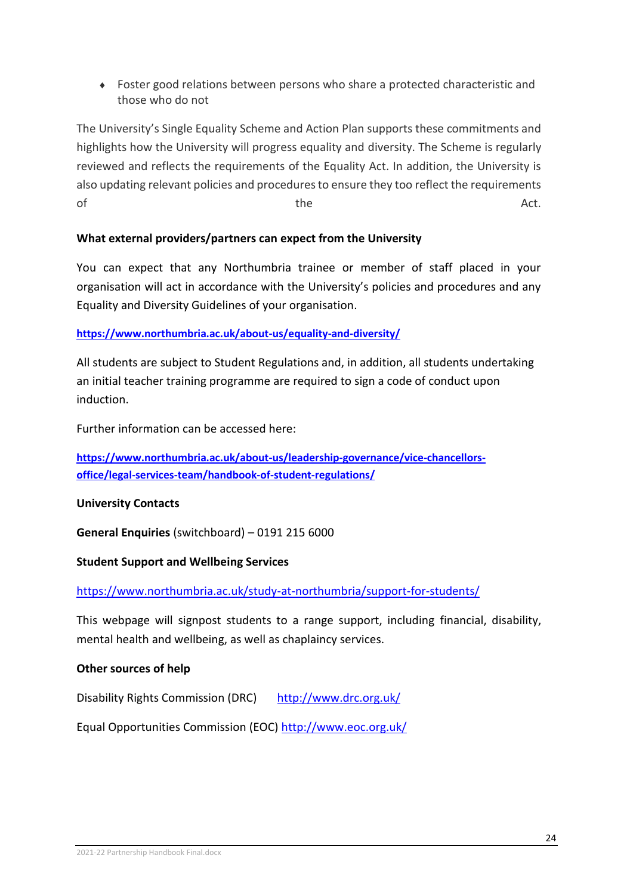- Foster good relations between persons who share a protected characteristic and those who do not

The University's Single Equality Scheme and Action Plan supports these commitments and highlights how the University will progress equality and diversity. The Scheme is regularly reviewed and reflects the requirements of the Equality Act. In addition, the University is also updating relevant policies and procedures to ensure they too reflect the requirements of the Act.

**What external providers/partners can expect from the University**

You can expect that any Northumbria trainee or member of staff placed in your organisation will act in accordance with the University's policies and procedures and any Equality and Diversity Guidelines of your organisation.

**https://www.northumbria.ac.uk/about-us/equality-and-diversity/**

All students are subject to Student Regulations and, in addition, all students undertaking an initial teacher training programme are required to sign a code of conduct upon induction.

Further information can be accessed here:

**https://www.northumbria.ac.uk/about-us/leadership-governance/vice-chancellors-office/legal-services-team/handbook-of-student-regulations/**

**University Contacts**

**General Enquiries** (switchboard) – 0191 215 6000

**Student Support and Wellbeing Services**

https://www.northumbria.ac.uk/study-at-northumbria/support-for-students/

This webpage will signpost students to a range support, including financial, disability, mental health and wellbeing, as well as chaplaincy services.

**Other sources of help**

Disability Rights Commission (DRC) http://www.drc.org.uk/

Equal Opportunities Commission (EOC) http://www.eoc.org.uk/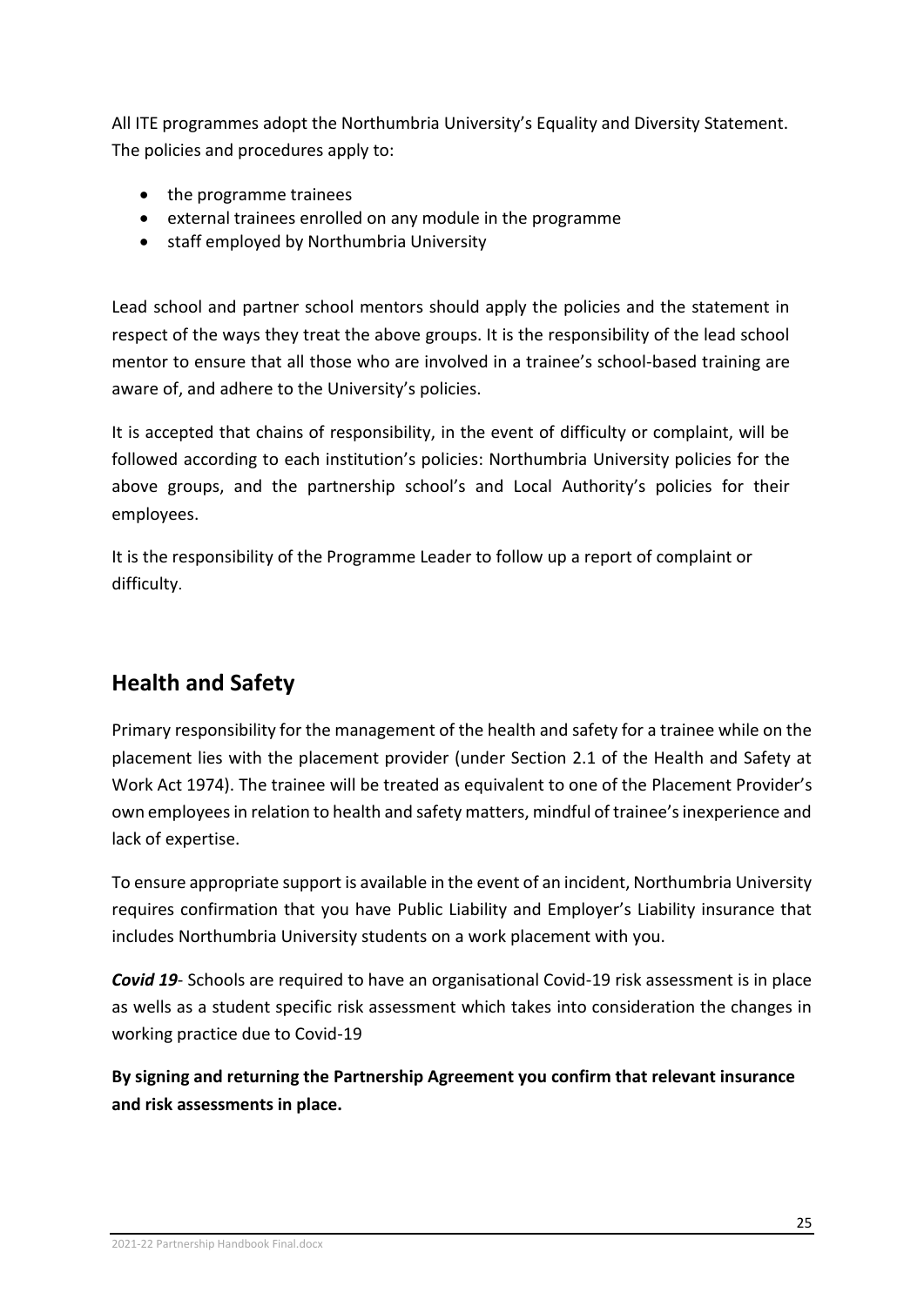All ITE programmes adopt the Northumbria University's Equality and Diversity Statement. The policies and procedures apply to:

- the programme trainees
- external trainees enrolled on any module in the programme
- staff employed by Northumbria University

Lead school and partner school mentors should apply the policies and the statement in respect of the ways they treat the above groups. It is the responsibility of the lead school mentor to ensure that all those who are involved in a trainee's school-based training are aware of, and adhere to the University's policies.

It is accepted that chains of responsibility, in the event of difficulty or complaint, will be followed according to each institution's policies: Northumbria University policies for the above groups, and the partnership school's and Local Authority's policies for their employees.

It is the responsibility of the Programme Leader to follow up a report of complaint or difficulty.

## Health and Safety

Primary responsibility for the management of the health and safety for a trainee while on the placement lies with the placement provider (under Section 2.1 of the Health and Safety at Work Act 1974). The trainee will be treated as equivalent to one of the Placement Provider's own employees in relation to health and safety matters, mindful of trainee's inexperience and lack of expertise.

To ensure appropriate support is available in the event of an incident, Northumbria University requires confirmation that you have Public Liability and Employer's Liability insurance that includes Northumbria University students on a work placement with you.

***Covid 19***- Schools are required to have an organisational Covid-19 risk assessment is in place as wells as a student specific risk assessment which takes into consideration the changes in working practice due to Covid-19

**By signing and returning the Partnership Agreement you confirm that relevant insurance and risk assessments in place.**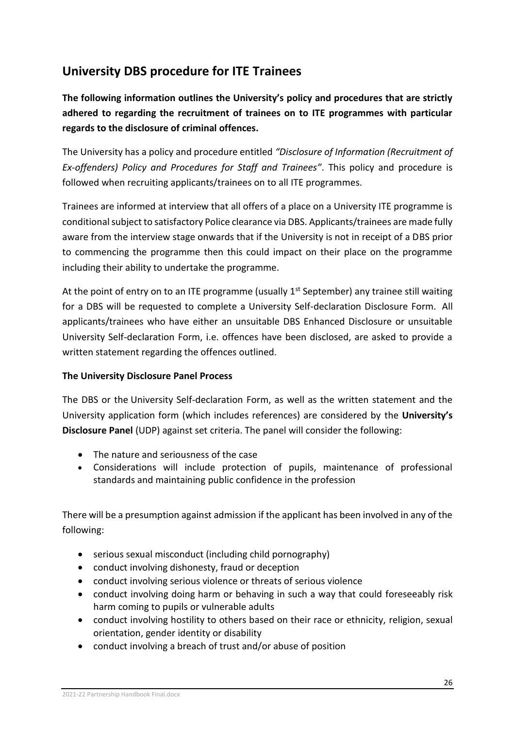## University DBS procedure for ITE Trainees

**The following information outlines the University's policy and procedures that are strictly adhered to regarding the recruitment of trainees on to ITE programmes with particular regards to the disclosure of criminal offences.**

The University has a policy and procedure entitled *"Disclosure of Information (Recruitment of Ex-offenders) Policy and Procedures for Staff and Trainees"*. This policy and procedure is followed when recruiting applicants/trainees on to all ITE programmes.

Trainees are informed at interview that all offers of a place on a University ITE programme is conditional subject to satisfactory Police clearance via DBS. Applicants/trainees are made fully aware from the interview stage onwards that if the University is not in receipt of a DBS prior to commencing the programme then this could impact on their place on the programme including their ability to undertake the programme.

At the point of entry on to an ITE programme (usually 1st September) any trainee still waiting for a DBS will be requested to complete a University Self-declaration Disclosure Form. All applicants/trainees who have either an unsuitable DBS Enhanced Disclosure or unsuitable University Self-declaration Form, i.e. offences have been disclosed, are asked to provide a written statement regarding the offences outlined.

**The University Disclosure Panel Process**

The DBS or the University Self-declaration Form, as well as the written statement and the University application form (which includes references) are considered by the **University's Disclosure Panel** (UDP) against set criteria. The panel will consider the following:

- The nature and seriousness of the case
- Considerations will include protection of pupils, maintenance of professional standards and maintaining public confidence in the profession

There will be a presumption against admission if the applicant has been involved in any of the following:

- serious sexual misconduct (including child pornography)
- conduct involving dishonesty, fraud or deception
- conduct involving serious violence or threats of serious violence
- conduct involving doing harm or behaving in such a way that could foreseeably risk harm coming to pupils or vulnerable adults
- conduct involving hostility to others based on their race or ethnicity, religion, sexual orientation, gender identity or disability
- conduct involving a breach of trust and/or abuse of position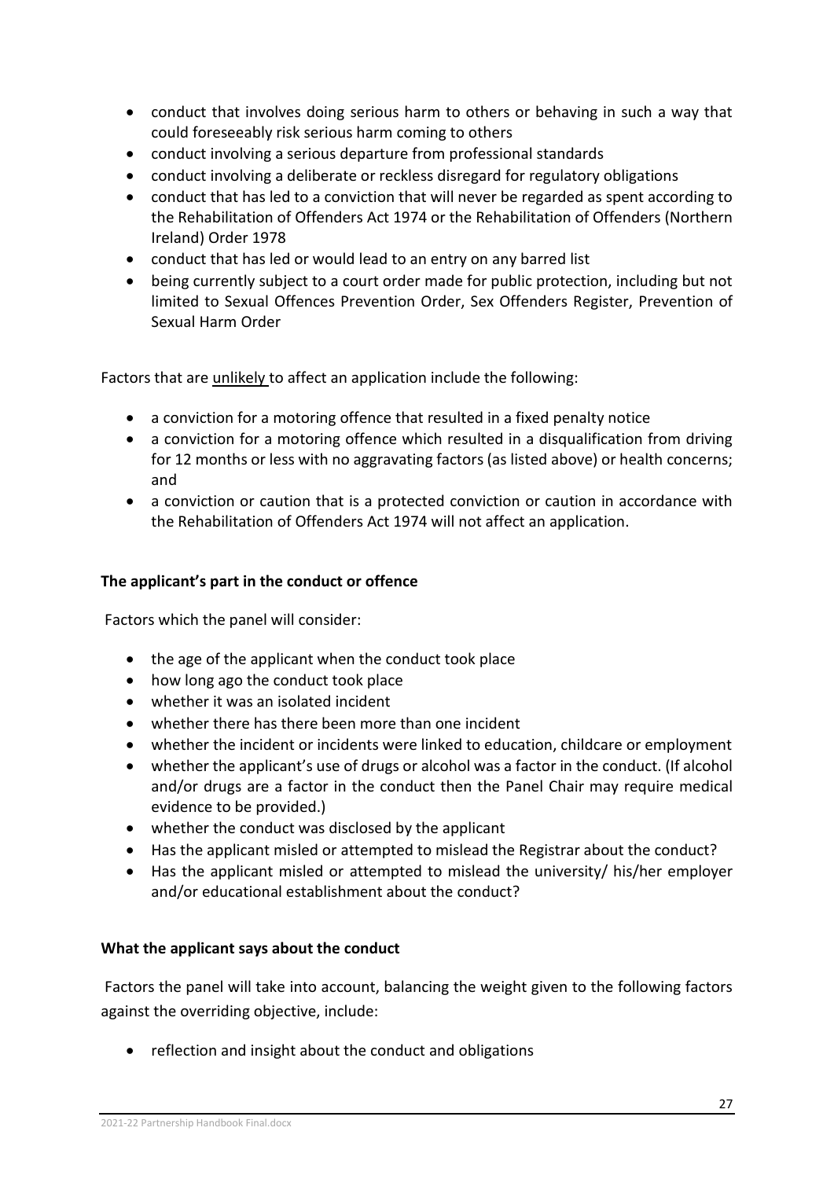- conduct that involves doing serious harm to others or behaving in such a way that could foreseeably risk serious harm coming to others
- conduct involving a serious departure from professional standards
- conduct involving a deliberate or reckless disregard for regulatory obligations
- conduct that has led to a conviction that will never be regarded as spent according to the Rehabilitation of Offenders Act 1974 or the Rehabilitation of Offenders (Northern Ireland) Order 1978
- conduct that has led or would lead to an entry on any barred list
- being currently subject to a court order made for public protection, including but not limited to Sexual Offences Prevention Order, Sex Offenders Register, Prevention of Sexual Harm Order

Factors that are unlikely to affect an application include the following:

- a conviction for a motoring offence that resulted in a fixed penalty notice
- a conviction for a motoring offence which resulted in a disqualification from driving for 12 months or less with no aggravating factors (as listed above) or health concerns; and
- a conviction or caution that is a protected conviction or caution in accordance with the Rehabilitation of Offenders Act 1974 will not affect an application.

**The applicant's part in the conduct or offence**

Factors which the panel will consider:

- the age of the applicant when the conduct took place
- how long ago the conduct took place
- whether it was an isolated incident
- whether there has there been more than one incident
- whether the incident or incidents were linked to education, childcare or employment
- whether the applicant's use of drugs or alcohol was a factor in the conduct. (If alcohol and/or drugs are a factor in the conduct then the Panel Chair may require medical evidence to be provided.)
- whether the conduct was disclosed by the applicant
- Has the applicant misled or attempted to mislead the Registrar about the conduct?
- Has the applicant misled or attempted to mislead the university/ his/her employer and/or educational establishment about the conduct?

**What the applicant says about the conduct**

Factors the panel will take into account, balancing the weight given to the following factors against the overriding objective, include:

- reflection and insight about the conduct and obligations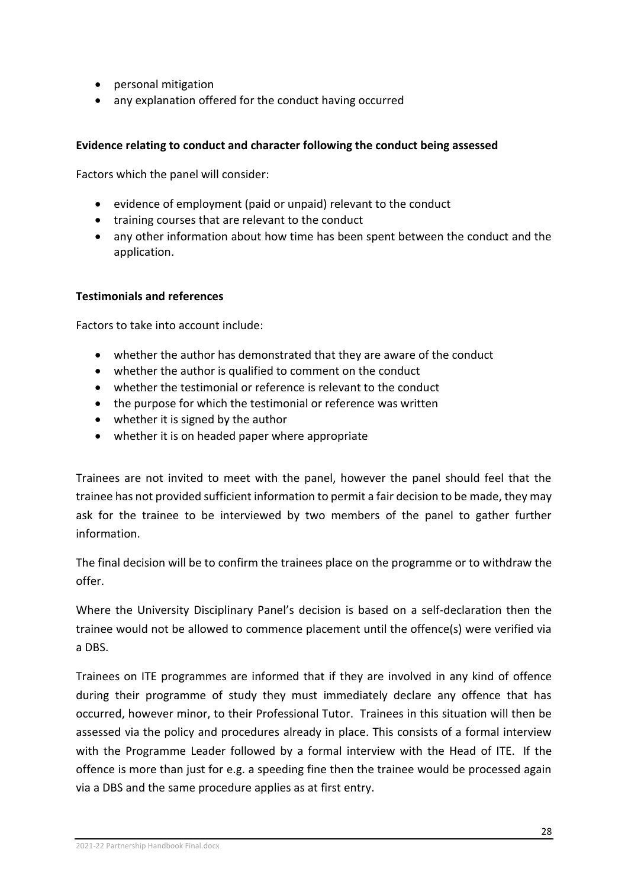- personal mitigation
- any explanation offered for the conduct having occurred

**Evidence relating to conduct and character following the conduct being assessed**

Factors which the panel will consider:

- evidence of employment (paid or unpaid) relevant to the conduct
- training courses that are relevant to the conduct
- any other information about how time has been spent between the conduct and the application.

**Testimonials and references**

Factors to take into account include:

- whether the author has demonstrated that they are aware of the conduct
- whether the author is qualified to comment on the conduct
- whether the testimonial or reference is relevant to the conduct
- the purpose for which the testimonial or reference was written
- whether it is signed by the author
- whether it is on headed paper where appropriate

Trainees are not invited to meet with the panel, however the panel should feel that the trainee has not provided sufficient information to permit a fair decision to be made, they may ask for the trainee to be interviewed by two members of the panel to gather further information.

The final decision will be to confirm the trainees place on the programme or to withdraw the offer.

Where the University Disciplinary Panel's decision is based on a self-declaration then the trainee would not be allowed to commence placement until the offence(s) were verified via a DBS.

Trainees on ITE programmes are informed that if they are involved in any kind of offence during their programme of study they must immediately declare any offence that has occurred, however minor, to their Professional Tutor. Trainees in this situation will then be assessed via the policy and procedures already in place. This consists of a formal interview with the Programme Leader followed by a formal interview with the Head of ITE. If the offence is more than just for e.g. a speeding fine then the trainee would be processed again via a DBS and the same procedure applies as at first entry.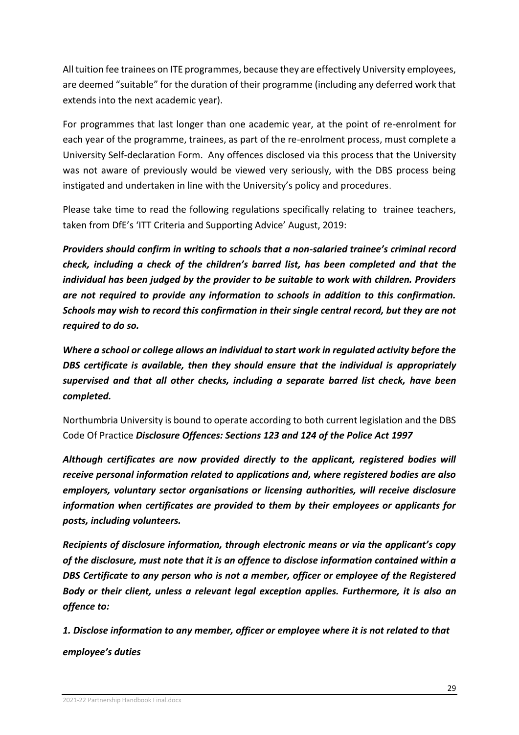All tuition fee trainees on ITE programmes, because they are effectively University employees, are deemed "suitable" for the duration of their programme (including any deferred work that extends into the next academic year).

For programmes that last longer than one academic year, at the point of re-enrolment for each year of the programme, trainees, as part of the re-enrolment process, must complete a University Self-declaration Form. Any offences disclosed via this process that the University was not aware of previously would be viewed very seriously, with the DBS process being instigated and undertaken in line with the University's policy and procedures.

Please take time to read the following regulations specifically relating to trainee teachers, taken from DfE's 'ITT Criteria and Supporting Advice' August, 2019:

***Providers should confirm in writing to schools that a non-salaried trainee's criminal record check, including a check of the children's barred list, has been completed and that the individual has been judged by the provider to be suitable to work with children. Providers are not required to provide any information to schools in addition to this confirmation. Schools may wish to record this confirmation in their single central record, but they are not required to do so.***

***Where a school or college allows an individual to start work in regulated activity before the DBS certificate is available, then they should ensure that the individual is appropriately supervised and that all other checks, including a separate barred list check, have been completed.***

Northumbria University is bound to operate according to both current legislation and the DBS Code Of Practice ***Disclosure Offences: Sections 123 and 124 of the Police Act 1997***

***Although certificates are now provided directly to the applicant, registered bodies will receive personal information related to applications and, where registered bodies are also employers, voluntary sector organisations or licensing authorities, will receive disclosure information when certificates are provided to them by their employees or applicants for posts, including volunteers.***

***Recipients of disclosure information, through electronic means or via the applicant's copy of the disclosure, must note that it is an offence to disclose information contained within a DBS Certificate to any person who is not a member, officer or employee of the Registered Body or their client, unless a relevant legal exception applies. Furthermore, it is also an offence to:***

***1. Disclose information to any member, officer or employee where it is not related to that employee's duties***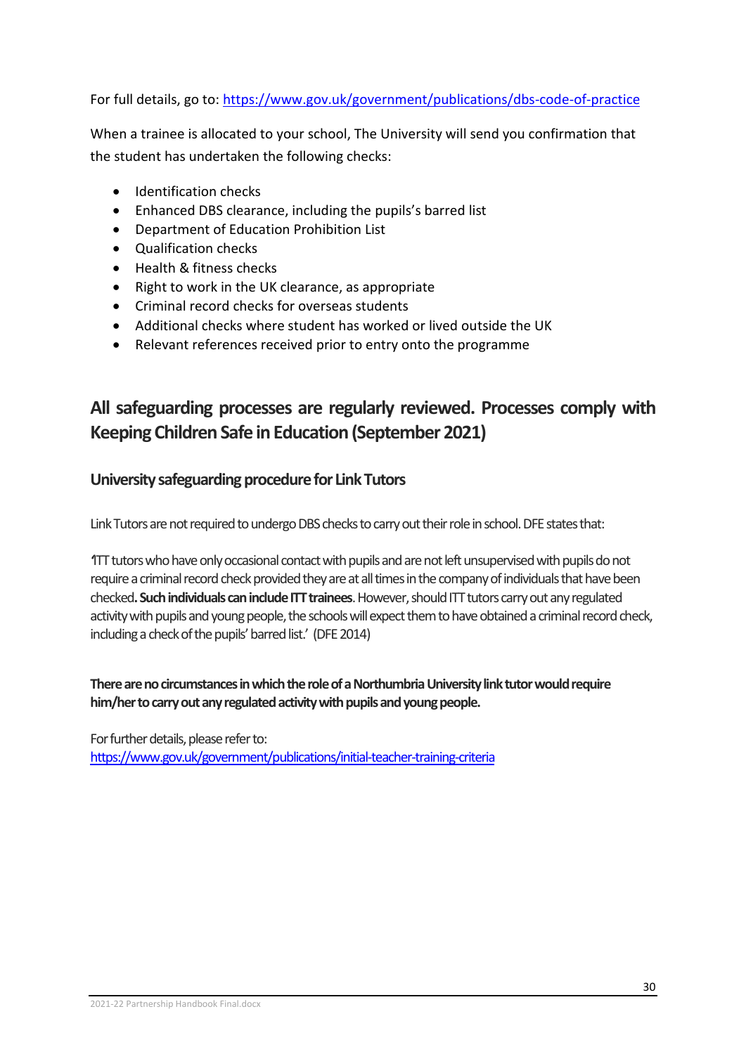For full details, go to: https://www.gov.uk/government/publications/dbs-code-of-practice

When a trainee is allocated to your school, The University will send you confirmation that the student has undertaken the following checks:

- Identification checks
- Enhanced DBS clearance, including the pupils's barred list
- Department of Education Prohibition List
- Qualification checks
- Health & fitness checks
- Right to work in the UK clearance, as appropriate
- Criminal record checks for overseas students
- Additional checks where student has worked or lived outside the UK
- Relevant references received prior to entry onto the programme

## All safeguarding processes are regularly reviewed. Processes comply with Keeping Children Safe in Education (September 2021)

### University safeguarding procedure for Link Tutors

Link Tutors are not required to undergo DBS checks to carry out their role in school. DFE states that:

'ITT tutors who have only occasional contact with pupils and are not left unsupervised with pupils do not require a criminal record check provided they are at all times in the company of individuals that have been checked**. Such individuals can include ITT trainees**. However, should ITT tutors carry out any regulated activity with pupils and young people, the schools will expect them to have obtained a criminal record check, including a check of the pupils' barred list.' (DFE 2014)

**There are no circumstances in which the role of a Northumbria University link tutor would require him/her to carry out any regulated activity with pupils and young people.**

For further details, please refer to:
https://www.gov.uk/government/publications/initial-teacher-training-criteria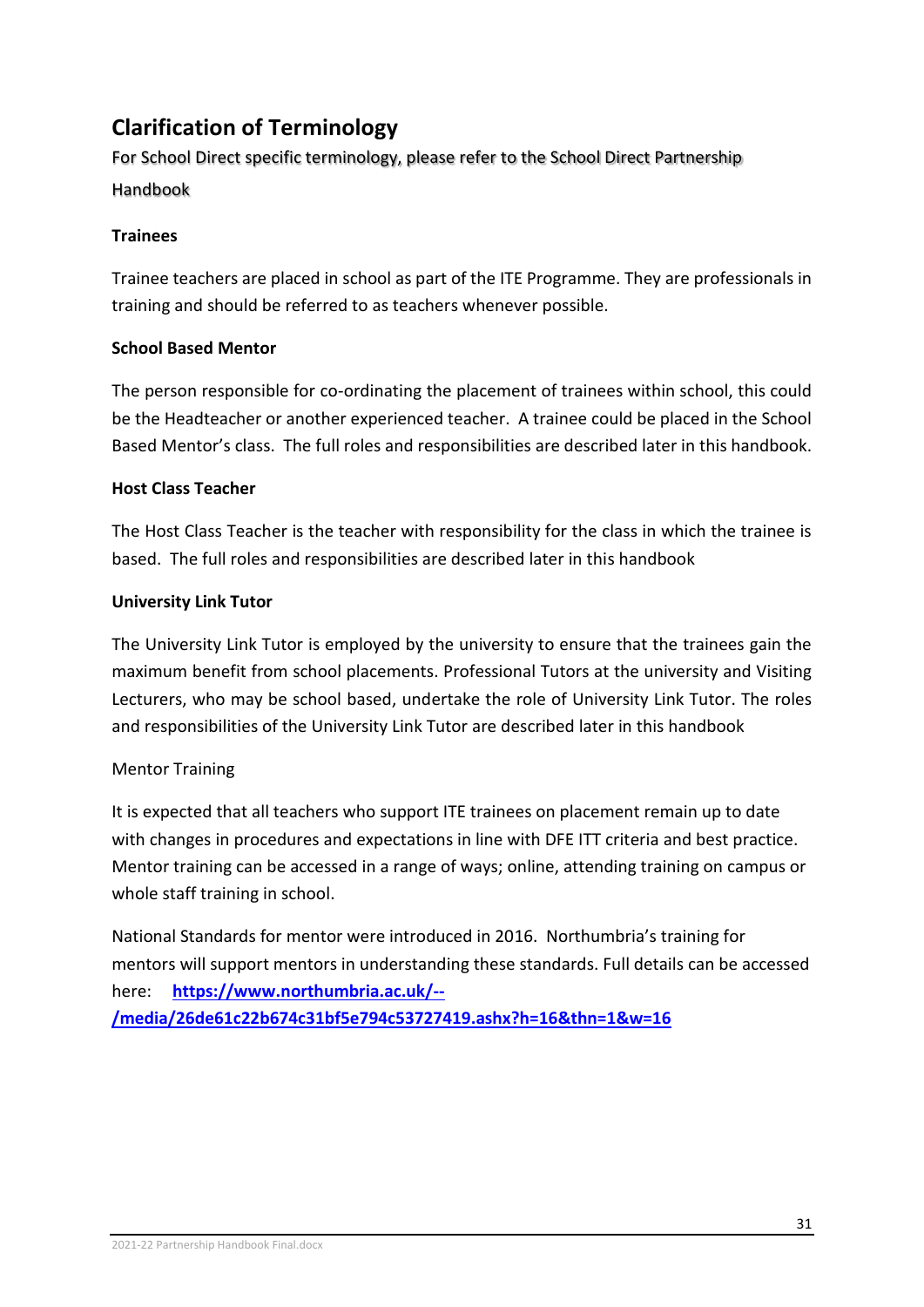## Clarification of Terminology

For School Direct specific terminology, please refer to the School Direct Partnership Handbook

**Trainees**

Trainee teachers are placed in school as part of the ITE Programme. They are professionals in training and should be referred to as teachers whenever possible.

**School Based Mentor**

The person responsible for co-ordinating the placement of trainees within school, this could be the Headteacher or another experienced teacher. A trainee could be placed in the School Based Mentor's class. The full roles and responsibilities are described later in this handbook.

**Host Class Teacher**

The Host Class Teacher is the teacher with responsibility for the class in which the trainee is based. The full roles and responsibilities are described later in this handbook

**University Link Tutor**

The University Link Tutor is employed by the university to ensure that the trainees gain the maximum benefit from school placements. Professional Tutors at the university and Visiting Lecturers, who may be school based, undertake the role of University Link Tutor. The roles and responsibilities of the University Link Tutor are described later in this handbook

Mentor Training

It is expected that all teachers who support ITE trainees on placement remain up to date with changes in procedures and expectations in line with DFE ITT criteria and best practice. Mentor training can be accessed in a range of ways; online, attending training on campus or whole staff training in school.

National Standards for mentor were introduced in 2016. Northumbria's training for mentors will support mentors in understanding these standards. Full details can be accessed here: [https://www.northumbria.ac.uk/--/media/26de61c22b674c31bf5e794c53727419.ashx?h=16&thn=1&w=16](https://www.northumbria.ac.uk/--/media/26de61c22b674c31bf5e794c53727419.ashx?h=16&thn=1&w=16)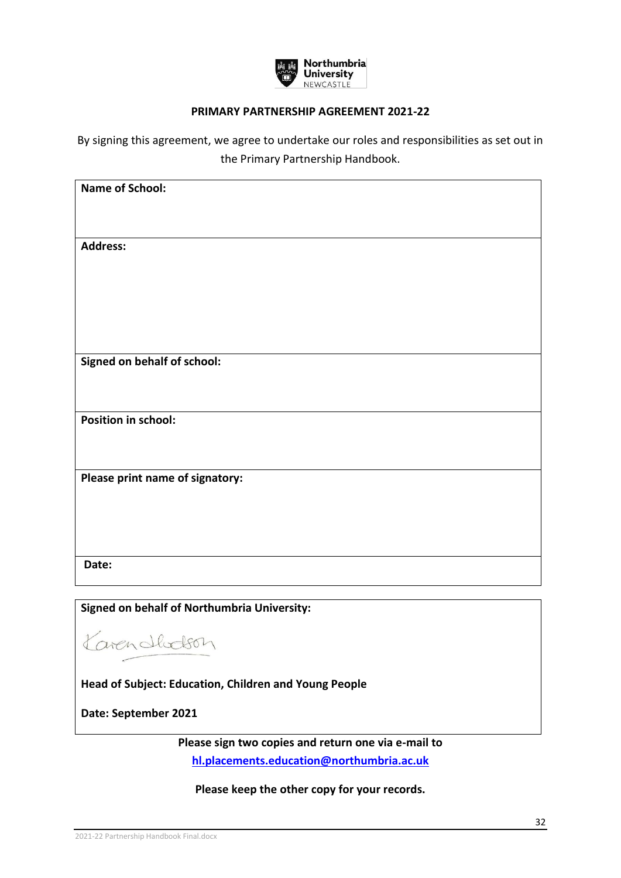Northumbria University NEWCASTLE

**PRIMARY PARTNERSHIP AGREEMENT 2021-22**

By signing this agreement, we agree to undertake our roles and responsibilities as set out in the Primary Partnership Handbook.

| |
|---|
| **Name of School:** |
| **Address:** |
| **Signed on behalf of school:** |
| **Position in school:** |
| **Please print name of signatory:** |
| **Date:** |

**Signed on behalf of Northumbria University:**

Karen Hudson

**Head of Subject: Education, Children and Young People**

**Date: September 2021**

**Please sign two copies and return one via e-mail to**
**hl.placements.education@northumbria.ac.uk**

**Please keep the other copy for your records.**